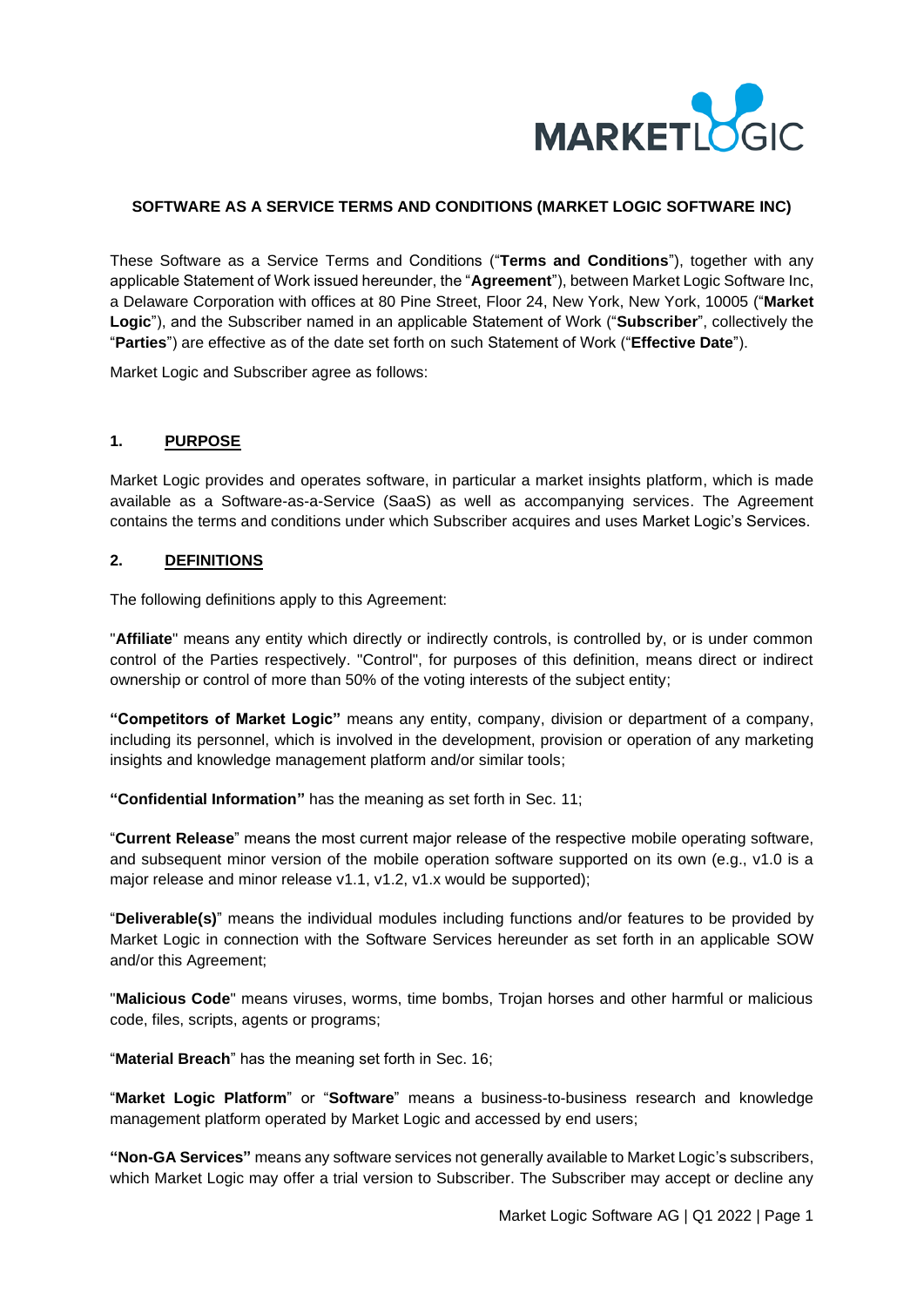**SOFTWARE AS A SERVICE TERMS AND CONDITIONS (MARKET LOGIC SOFTWARE INC)**

These Software as a Service Terms and Conditions ("**Terms and Conditions**"), together with any applicable Statement of Work issued hereunder, the "**Agreement**"), between Market Logic Software Inc, a Delaware Corporation with offices at 80 Pine Street, Floor 24, New York, New York, 10005 ("**Market Logic**"), and the Subscriber named in an applicable Statement of Work ("**Subscriber**", collectively the "**Parties**") are effective as of the date set forth on such Statement of Work ("**Effective Date**").

Market Logic and Subscriber agree as follows:

## 1. PURPOSE

Market Logic provides and operates software, in particular a market insights platform, which is made available as a Software-as-a-Service (SaaS) as well as accompanying services. The Agreement contains the terms and conditions under which Subscriber acquires and uses Market Logic's Services.

## 2. DEFINITIONS

The following definitions apply to this Agreement:

"**Affiliate**" means any entity which directly or indirectly controls, is controlled by, or is under common control of the Parties respectively. "Control", for purposes of this definition, means direct or indirect ownership or control of more than 50% of the voting interests of the subject entity;

**"Competitors of Market Logic"** means any entity, company, division or department of a company, including its personnel, which is involved in the development, provision or operation of any marketing insights and knowledge management platform and/or similar tools;

**"Confidential Information"** has the meaning as set forth in Sec. 11;

"**Current Release**" means the most current major release of the respective mobile operating software, and subsequent minor version of the mobile operation software supported on its own (e.g., v1.0 is a major release and minor release v1.1, v1.2, v1.x would be supported);

"**Deliverable(s)**" means the individual modules including functions and/or features to be provided by Market Logic in connection with the Software Services hereunder as set forth in an applicable SOW and/or this Agreement;

"**Malicious Code**" means viruses, worms, time bombs, Trojan horses and other harmful or malicious code, files, scripts, agents or programs;

"**Material Breach**" has the meaning set forth in Sec. 16;

"**Market Logic Platform**" or "**Software**" means a business-to-business research and knowledge management platform operated by Market Logic and accessed by end users;

**"Non-GA Services"** means any software services not generally available to Market Logic's subscribers, which Market Logic may offer a trial version to Subscriber. The Subscriber may accept or decline any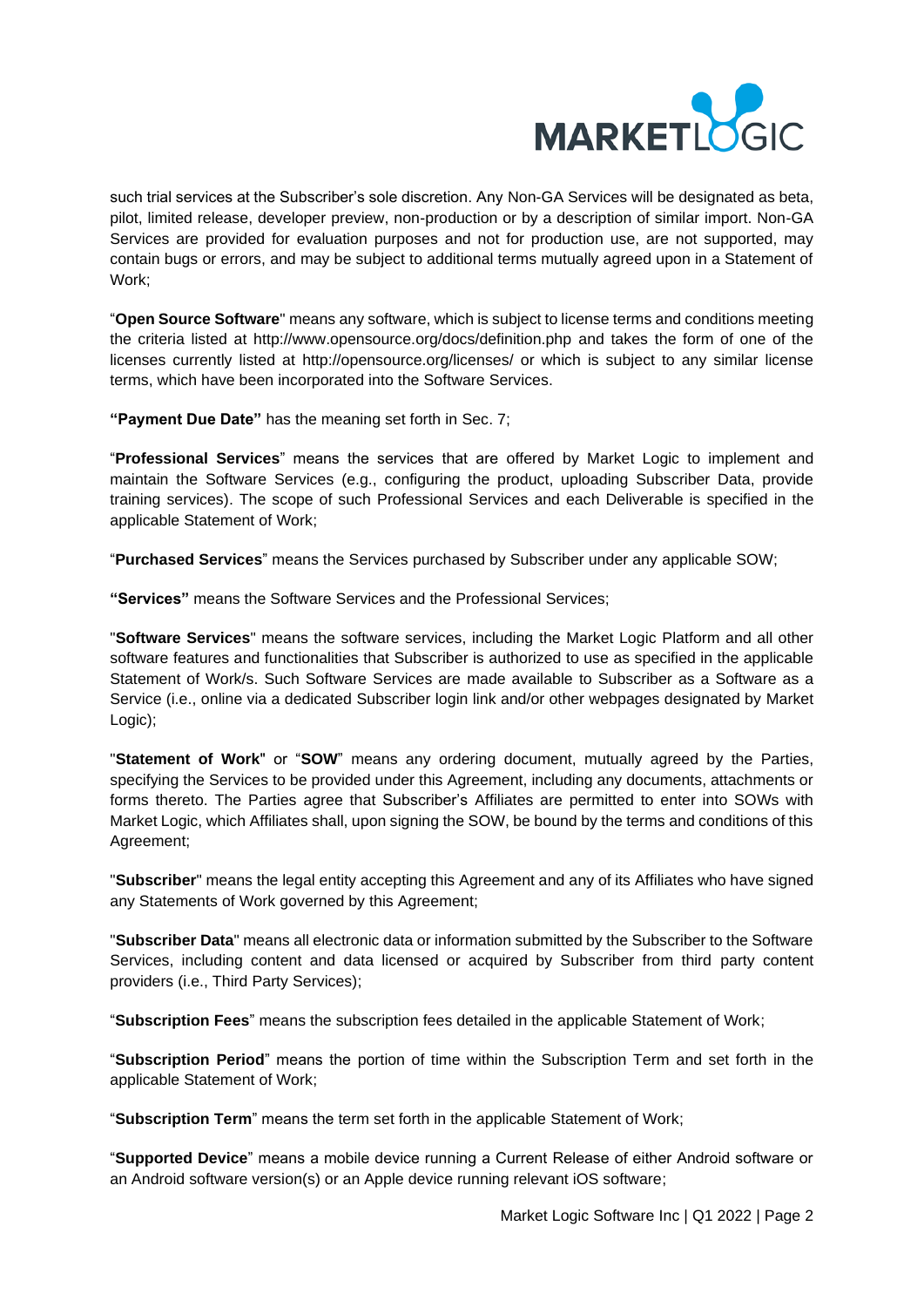such trial services at the Subscriber's sole discretion. Any Non-GA Services will be designated as beta, pilot, limited release, developer preview, non-production or by a description of similar import. Non-GA Services are provided for evaluation purposes and not for production use, are not supported, may contain bugs or errors, and may be subject to additional terms mutually agreed upon in a Statement of Work;

"**Open Source Software**" means any software, which is subject to license terms and conditions meeting the criteria listed at http://www.opensource.org/docs/definition.php and takes the form of one of the licenses currently listed at http://opensource.org/licenses/ or which is subject to any similar license terms, which have been incorporated into the Software Services.

**"Payment Due Date"** has the meaning set forth in Sec. 7;

"**Professional Services**" means the services that are offered by Market Logic to implement and maintain the Software Services (e.g., configuring the product, uploading Subscriber Data, provide training services). The scope of such Professional Services and each Deliverable is specified in the applicable Statement of Work;

"**Purchased Services**" means the Services purchased by Subscriber under any applicable SOW;

**"Services"** means the Software Services and the Professional Services;

"**Software Services**" means the software services, including the Market Logic Platform and all other software features and functionalities that Subscriber is authorized to use as specified in the applicable Statement of Work/s. Such Software Services are made available to Subscriber as a Software as a Service (i.e., online via a dedicated Subscriber login link and/or other webpages designated by Market Logic);

"**Statement of Work**" or "**SOW**" means any ordering document, mutually agreed by the Parties, specifying the Services to be provided under this Agreement, including any documents, attachments or forms thereto. The Parties agree that Subscriber's Affiliates are permitted to enter into SOWs with Market Logic, which Affiliates shall, upon signing the SOW, be bound by the terms and conditions of this Agreement;

"**Subscriber**" means the legal entity accepting this Agreement and any of its Affiliates who have signed any Statements of Work governed by this Agreement;

"**Subscriber Data**" means all electronic data or information submitted by the Subscriber to the Software Services, including content and data licensed or acquired by Subscriber from third party content providers (i.e., Third Party Services);

"**Subscription Fees**" means the subscription fees detailed in the applicable Statement of Work;

"**Subscription Period**" means the portion of time within the Subscription Term and set forth in the applicable Statement of Work;

"**Subscription Term**" means the term set forth in the applicable Statement of Work;

"**Supported Device**" means a mobile device running a Current Release of either Android software or an Android software version(s) or an Apple device running relevant iOS software;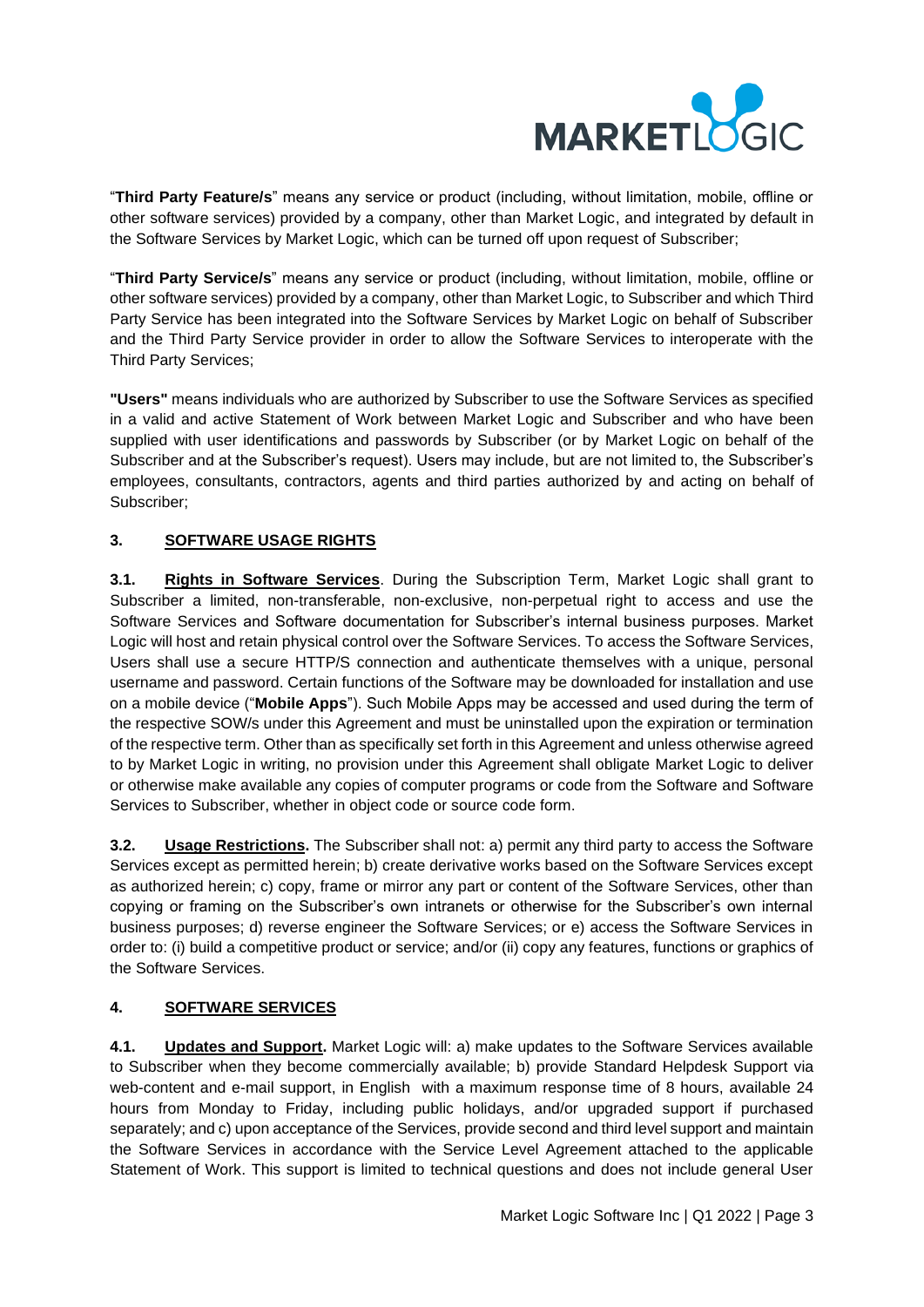"**Third Party Feature/s**" means any service or product (including, without limitation, mobile, offline or other software services) provided by a company, other than Market Logic, and integrated by default in the Software Services by Market Logic, which can be turned off upon request of Subscriber;

"**Third Party Service/s**" means any service or product (including, without limitation, mobile, offline or other software services) provided by a company, other than Market Logic, to Subscriber and which Third Party Service has been integrated into the Software Services by Market Logic on behalf of Subscriber and the Third Party Service provider in order to allow the Software Services to interoperate with the Third Party Services;

**"Users"** means individuals who are authorized by Subscriber to use the Software Services as specified in a valid and active Statement of Work between Market Logic and Subscriber and who have been supplied with user identifications and passwords by Subscriber (or by Market Logic on behalf of the Subscriber and at the Subscriber's request). Users may include, but are not limited to, the Subscriber's employees, consultants, contractors, agents and third parties authorized by and acting on behalf of Subscriber;

## 3. SOFTWARE USAGE RIGHTS

**3.1. Rights in Software Services**. During the Subscription Term, Market Logic shall grant to Subscriber a limited, non-transferable, non-exclusive, non-perpetual right to access and use the Software Services and Software documentation for Subscriber's internal business purposes. Market Logic will host and retain physical control over the Software Services. To access the Software Services, Users shall use a secure HTTP/S connection and authenticate themselves with a unique, personal username and password. Certain functions of the Software may be downloaded for installation and use on a mobile device ("**Mobile Apps**"). Such Mobile Apps may be accessed and used during the term of the respective SOW/s under this Agreement and must be uninstalled upon the expiration or termination of the respective term. Other than as specifically set forth in this Agreement and unless otherwise agreed to by Market Logic in writing, no provision under this Agreement shall obligate Market Logic to deliver or otherwise make available any copies of computer programs or code from the Software and Software Services to Subscriber, whether in object code or source code form.

**3.2. Usage Restrictions.** The Subscriber shall not: a) permit any third party to access the Software Services except as permitted herein; b) create derivative works based on the Software Services except as authorized herein; c) copy, frame or mirror any part or content of the Software Services, other than copying or framing on the Subscriber's own intranets or otherwise for the Subscriber's own internal business purposes; d) reverse engineer the Software Services; or e) access the Software Services in order to: (i) build a competitive product or service; and/or (ii) copy any features, functions or graphics of the Software Services.

## 4. SOFTWARE SERVICES

**4.1. Updates and Support.** Market Logic will: a) make updates to the Software Services available to Subscriber when they become commercially available; b) provide Standard Helpdesk Support via web-content and e-mail support, in English with a maximum response time of 8 hours, available 24 hours from Monday to Friday, including public holidays, and/or upgraded support if purchased separately; and c) upon acceptance of the Services, provide second and third level support and maintain the Software Services in accordance with the Service Level Agreement attached to the applicable Statement of Work. This support is limited to technical questions and does not include general User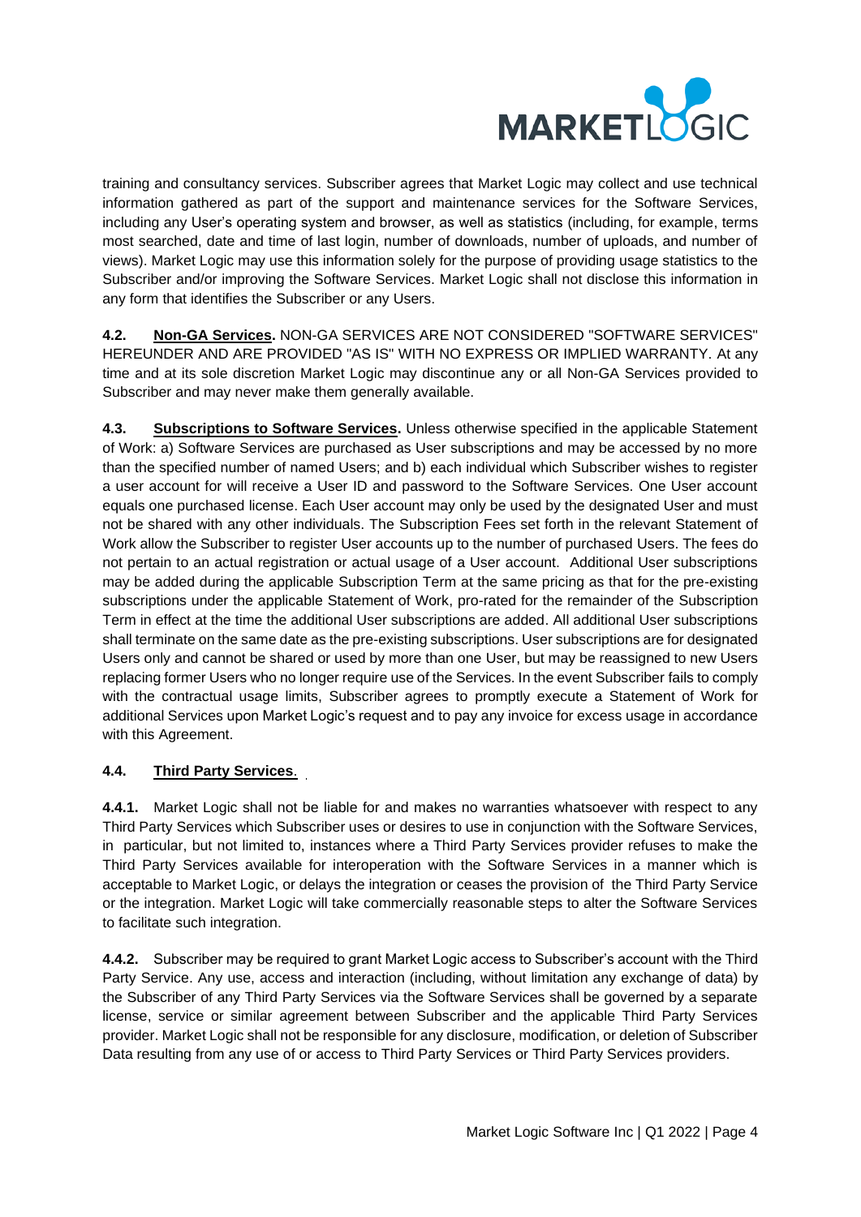training and consultancy services. Subscriber agrees that Market Logic may collect and use technical information gathered as part of the support and maintenance services for the Software Services, including any User's operating system and browser, as well as statistics (including, for example, terms most searched, date and time of last login, number of downloads, number of uploads, and number of views). Market Logic may use this information solely for the purpose of providing usage statistics to the Subscriber and/or improving the Software Services. Market Logic shall not disclose this information in any form that identifies the Subscriber or any Users.

**4.2. Non-GA Services.** NON-GA SERVICES ARE NOT CONSIDERED "SOFTWARE SERVICES" HEREUNDER AND ARE PROVIDED "AS IS" WITH NO EXPRESS OR IMPLIED WARRANTY. At any time and at its sole discretion Market Logic may discontinue any or all Non-GA Services provided to Subscriber and may never make them generally available.

**4.3. Subscriptions to Software Services.** Unless otherwise specified in the applicable Statement of Work: a) Software Services are purchased as User subscriptions and may be accessed by no more than the specified number of named Users; and b) each individual which Subscriber wishes to register a user account for will receive a User ID and password to the Software Services. One User account equals one purchased license. Each User account may only be used by the designated User and must not be shared with any other individuals. The Subscription Fees set forth in the relevant Statement of Work allow the Subscriber to register User accounts up to the number of purchased Users. The fees do not pertain to an actual registration or actual usage of a User account. Additional User subscriptions may be added during the applicable Subscription Term at the same pricing as that for the pre-existing subscriptions under the applicable Statement of Work, pro-rated for the remainder of the Subscription Term in effect at the time the additional User subscriptions are added. All additional User subscriptions shall terminate on the same date as the pre-existing subscriptions. User subscriptions are for designated Users only and cannot be shared or used by more than one User, but may be reassigned to new Users replacing former Users who no longer require use of the Services. In the event Subscriber fails to comply with the contractual usage limits, Subscriber agrees to promptly execute a Statement of Work for additional Services upon Market Logic's request and to pay any invoice for excess usage in accordance with this Agreement.

**4.4. Third Party Services.**

**4.4.1.** Market Logic shall not be liable for and makes no warranties whatsoever with respect to any Third Party Services which Subscriber uses or desires to use in conjunction with the Software Services, in particular, but not limited to, instances where a Third Party Services provider refuses to make the Third Party Services available for interoperation with the Software Services in a manner which is acceptable to Market Logic, or delays the integration or ceases the provision of the Third Party Service or the integration. Market Logic will take commercially reasonable steps to alter the Software Services to facilitate such integration.

**4.4.2.** Subscriber may be required to grant Market Logic access to Subscriber's account with the Third Party Service. Any use, access and interaction (including, without limitation any exchange of data) by the Subscriber of any Third Party Services via the Software Services shall be governed by a separate license, service or similar agreement between Subscriber and the applicable Third Party Services provider. Market Logic shall not be responsible for any disclosure, modification, or deletion of Subscriber Data resulting from any use of or access to Third Party Services or Third Party Services providers.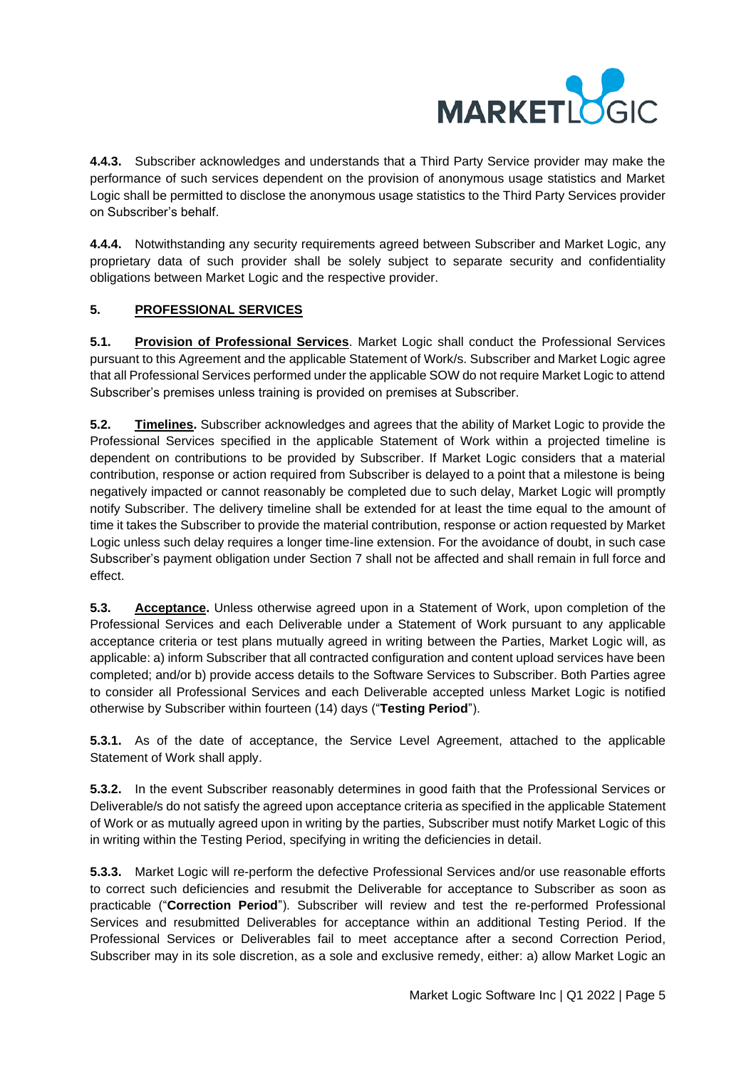**4.4.3.** Subscriber acknowledges and understands that a Third Party Service provider may make the performance of such services dependent on the provision of anonymous usage statistics and Market Logic shall be permitted to disclose the anonymous usage statistics to the Third Party Services provider on Subscriber's behalf.

**4.4.4.** Notwithstanding any security requirements agreed between Subscriber and Market Logic, any proprietary data of such provider shall be solely subject to separate security and confidentiality obligations between Market Logic and the respective provider.

## 5. PROFESSIONAL SERVICES

**5.1. Provision of Professional Services**. Market Logic shall conduct the Professional Services pursuant to this Agreement and the applicable Statement of Work/s. Subscriber and Market Logic agree that all Professional Services performed under the applicable SOW do not require Market Logic to attend Subscriber's premises unless training is provided on premises at Subscriber.

**5.2. Timelines.** Subscriber acknowledges and agrees that the ability of Market Logic to provide the Professional Services specified in the applicable Statement of Work within a projected timeline is dependent on contributions to be provided by Subscriber. If Market Logic considers that a material contribution, response or action required from Subscriber is delayed to a point that a milestone is being negatively impacted or cannot reasonably be completed due to such delay, Market Logic will promptly notify Subscriber. The delivery timeline shall be extended for at least the time equal to the amount of time it takes the Subscriber to provide the material contribution, response or action requested by Market Logic unless such delay requires a longer time-line extension. For the avoidance of doubt, in such case Subscriber's payment obligation under Section 7 shall not be affected and shall remain in full force and effect.

**5.3. Acceptance.** Unless otherwise agreed upon in a Statement of Work, upon completion of the Professional Services and each Deliverable under a Statement of Work pursuant to any applicable acceptance criteria or test plans mutually agreed in writing between the Parties, Market Logic will, as applicable: a) inform Subscriber that all contracted configuration and content upload services have been completed; and/or b) provide access details to the Software Services to Subscriber. Both Parties agree to consider all Professional Services and each Deliverable accepted unless Market Logic is notified otherwise by Subscriber within fourteen (14) days ("**Testing Period**").

**5.3.1.** As of the date of acceptance, the Service Level Agreement, attached to the applicable Statement of Work shall apply.

**5.3.2.** In the event Subscriber reasonably determines in good faith that the Professional Services or Deliverable/s do not satisfy the agreed upon acceptance criteria as specified in the applicable Statement of Work or as mutually agreed upon in writing by the parties, Subscriber must notify Market Logic of this in writing within the Testing Period, specifying in writing the deficiencies in detail.

**5.3.3.** Market Logic will re-perform the defective Professional Services and/or use reasonable efforts to correct such deficiencies and resubmit the Deliverable for acceptance to Subscriber as soon as practicable ("**Correction Period**"). Subscriber will review and test the re-performed Professional Services and resubmitted Deliverables for acceptance within an additional Testing Period. If the Professional Services or Deliverables fail to meet acceptance after a second Correction Period, Subscriber may in its sole discretion, as a sole and exclusive remedy, either: a) allow Market Logic an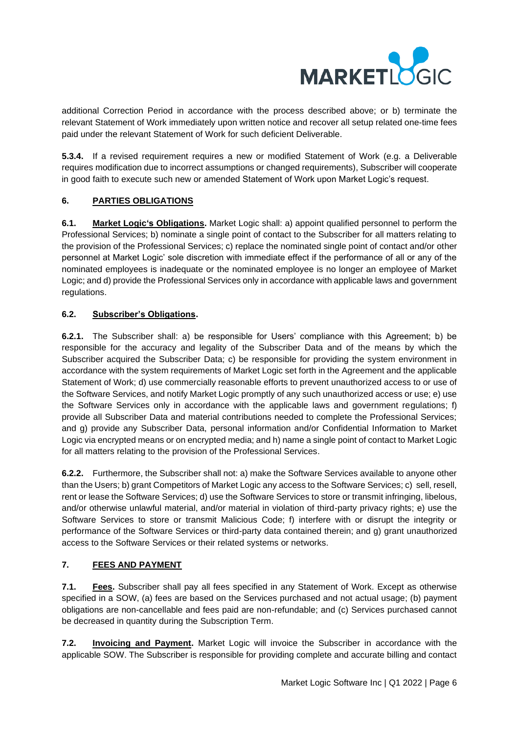additional Correction Period in accordance with the process described above; or b) terminate the relevant Statement of Work immediately upon written notice and recover all setup related one-time fees paid under the relevant Statement of Work for such deficient Deliverable.

**5.3.4.** If a revised requirement requires a new or modified Statement of Work (e.g. a Deliverable requires modification due to incorrect assumptions or changed requirements), Subscriber will cooperate in good faith to execute such new or amended Statement of Work upon Market Logic's request.

## 6. PARTIES OBLIGATIONS

**6.1. Market Logic's Obligations.** Market Logic shall: a) appoint qualified personnel to perform the Professional Services; b) nominate a single point of contact to the Subscriber for all matters relating to the provision of the Professional Services; c) replace the nominated single point of contact and/or other personnel at Market Logic' sole discretion with immediate effect if the performance of all or any of the nominated employees is inadequate or the nominated employee is no longer an employee of Market Logic; and d) provide the Professional Services only in accordance with applicable laws and government regulations.

**6.2. Subscriber's Obligations.**

**6.2.1.** The Subscriber shall: a) be responsible for Users' compliance with this Agreement; b) be responsible for the accuracy and legality of the Subscriber Data and of the means by which the Subscriber acquired the Subscriber Data; c) be responsible for providing the system environment in accordance with the system requirements of Market Logic set forth in the Agreement and the applicable Statement of Work; d) use commercially reasonable efforts to prevent unauthorized access to or use of the Software Services, and notify Market Logic promptly of any such unauthorized access or use; e) use the Software Services only in accordance with the applicable laws and government regulations; f) provide all Subscriber Data and material contributions needed to complete the Professional Services; and g) provide any Subscriber Data, personal information and/or Confidential Information to Market Logic via encrypted means or on encrypted media; and h) name a single point of contact to Market Logic for all matters relating to the provision of the Professional Services.

**6.2.2.** Furthermore, the Subscriber shall not: a) make the Software Services available to anyone other than the Users; b) grant Competitors of Market Logic any access to the Software Services; c) sell, resell, rent or lease the Software Services; d) use the Software Services to store or transmit infringing, libelous, and/or otherwise unlawful material, and/or material in violation of third-party privacy rights; e) use the Software Services to store or transmit Malicious Code; f) interfere with or disrupt the integrity or performance of the Software Services or third-party data contained therein; and g) grant unauthorized access to the Software Services or their related systems or networks.

## 7. FEES AND PAYMENT

**7.1. Fees.** Subscriber shall pay all fees specified in any Statement of Work. Except as otherwise specified in a SOW, (a) fees are based on the Services purchased and not actual usage; (b) payment obligations are non-cancellable and fees paid are non-refundable; and (c) Services purchased cannot be decreased in quantity during the Subscription Term.

**7.2. Invoicing and Payment.** Market Logic will invoice the Subscriber in accordance with the applicable SOW. The Subscriber is responsible for providing complete and accurate billing and contact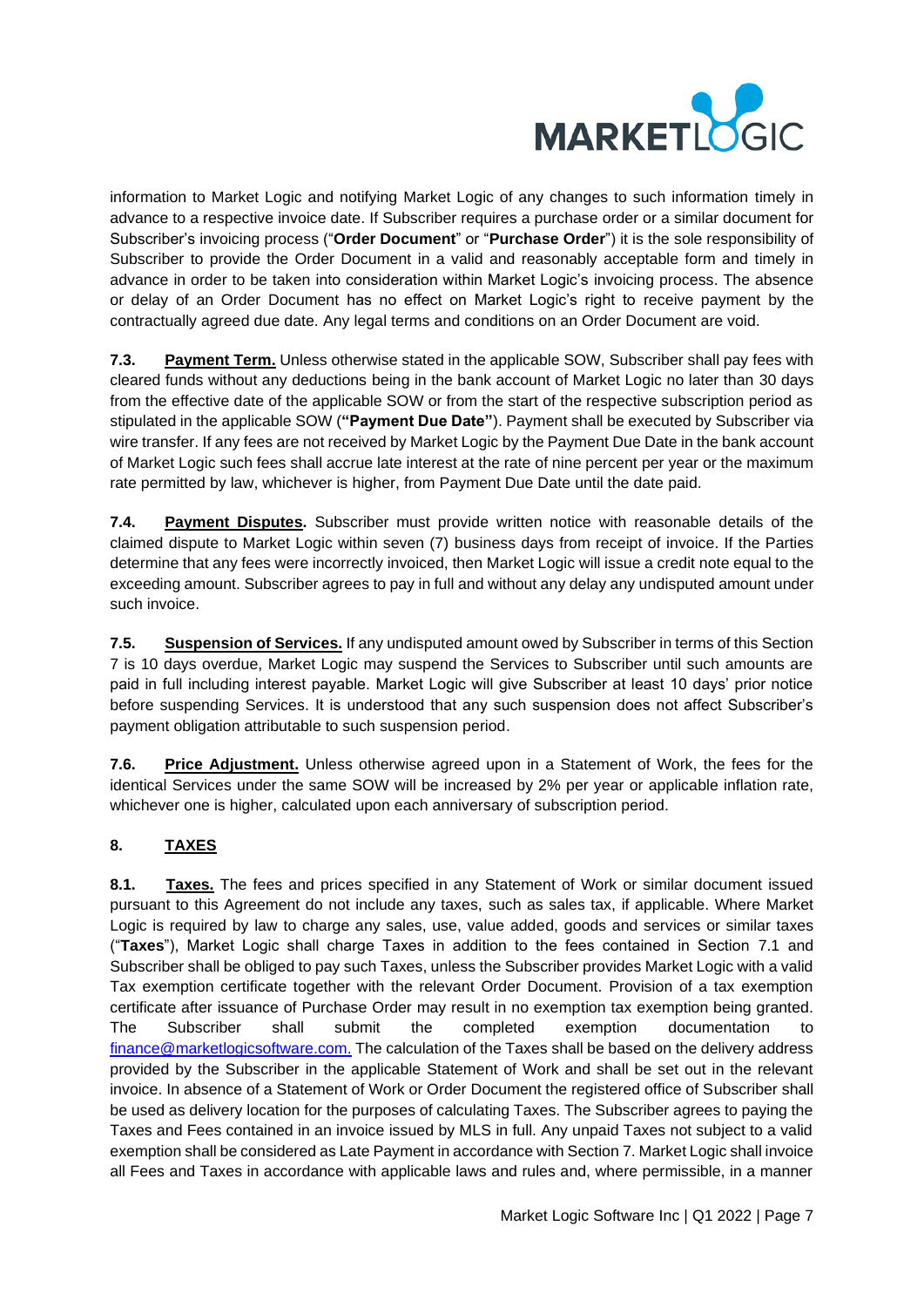information to Market Logic and notifying Market Logic of any changes to such information timely in advance to a respective invoice date. If Subscriber requires a purchase order or a similar document for Subscriber's invoicing process ("**Order Document**" or "**Purchase Order**") it is the sole responsibility of Subscriber to provide the Order Document in a valid and reasonably acceptable form and timely in advance in order to be taken into consideration within Market Logic's invoicing process. The absence or delay of an Order Document has no effect on Market Logic's right to receive payment by the contractually agreed due date. Any legal terms and conditions on an Order Document are void.

**7.3. Payment Term.** Unless otherwise stated in the applicable SOW, Subscriber shall pay fees with cleared funds without any deductions being in the bank account of Market Logic no later than 30 days from the effective date of the applicable SOW or from the start of the respective subscription period as stipulated in the applicable SOW (**"Payment Due Date"**). Payment shall be executed by Subscriber via wire transfer. If any fees are not received by Market Logic by the Payment Due Date in the bank account of Market Logic such fees shall accrue late interest at the rate of nine percent per year or the maximum rate permitted by law, whichever is higher, from Payment Due Date until the date paid.

**7.4. Payment Disputes.** Subscriber must provide written notice with reasonable details of the claimed dispute to Market Logic within seven (7) business days from receipt of invoice. If the Parties determine that any fees were incorrectly invoiced, then Market Logic will issue a credit note equal to the exceeding amount. Subscriber agrees to pay in full and without any delay any undisputed amount under such invoice.

**7.5. Suspension of Services.** If any undisputed amount owed by Subscriber in terms of this Section 7 is 10 days overdue, Market Logic may suspend the Services to Subscriber until such amounts are paid in full including interest payable. Market Logic will give Subscriber at least 10 days' prior notice before suspending Services. It is understood that any such suspension does not affect Subscriber's payment obligation attributable to such suspension period.

**7.6. Price Adjustment.** Unless otherwise agreed upon in a Statement of Work, the fees for the identical Services under the same SOW will be increased by 2% per year or applicable inflation rate, whichever one is higher, calculated upon each anniversary of subscription period.

## 8. TAXES

**8.1. Taxes.** The fees and prices specified in any Statement of Work or similar document issued pursuant to this Agreement do not include any taxes, such as sales tax, if applicable. Where Market Logic is required by law to charge any sales, use, value added, goods and services or similar taxes ("**Taxes**"), Market Logic shall charge Taxes in addition to the fees contained in Section 7.1 and Subscriber shall be obliged to pay such Taxes, unless the Subscriber provides Market Logic with a valid Tax exemption certificate together with the relevant Order Document. Provision of a tax exemption certificate after issuance of Purchase Order may result in no exemption tax exemption being granted. The Subscriber shall submit the completed exemption documentation to finance@marketlogicsoftware.com. The calculation of the Taxes shall be based on the delivery address provided by the Subscriber in the applicable Statement of Work and shall be set out in the relevant invoice. In absence of a Statement of Work or Order Document the registered office of Subscriber shall be used as delivery location for the purposes of calculating Taxes. The Subscriber agrees to paying the Taxes and Fees contained in an invoice issued by MLS in full. Any unpaid Taxes not subject to a valid exemption shall be considered as Late Payment in accordance with Section 7. Market Logic shall invoice all Fees and Taxes in accordance with applicable laws and rules and, where permissible, in a manner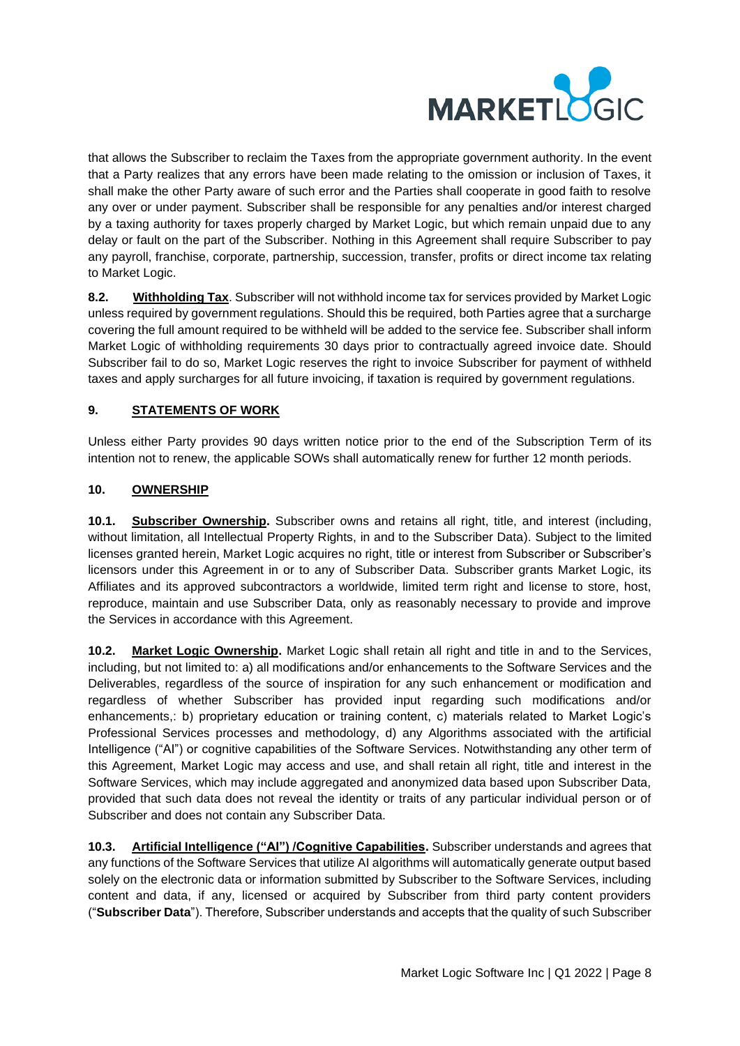that allows the Subscriber to reclaim the Taxes from the appropriate government authority. In the event that a Party realizes that any errors have been made relating to the omission or inclusion of Taxes, it shall make the other Party aware of such error and the Parties shall cooperate in good faith to resolve any over or under payment. Subscriber shall be responsible for any penalties and/or interest charged by a taxing authority for taxes properly charged by Market Logic, but which remain unpaid due to any delay or fault on the part of the Subscriber. Nothing in this Agreement shall require Subscriber to pay any payroll, franchise, corporate, partnership, succession, transfer, profits or direct income tax relating to Market Logic.

**8.2. Withholding Tax**. Subscriber will not withhold income tax for services provided by Market Logic unless required by government regulations. Should this be required, both Parties agree that a surcharge covering the full amount required to be withheld will be added to the service fee. Subscriber shall inform Market Logic of withholding requirements 30 days prior to contractually agreed invoice date. Should Subscriber fail to do so, Market Logic reserves the right to invoice Subscriber for payment of withheld taxes and apply surcharges for all future invoicing, if taxation is required by government regulations.

## 9. STATEMENTS OF WORK

Unless either Party provides 90 days written notice prior to the end of the Subscription Term of its intention not to renew, the applicable SOWs shall automatically renew for further 12 month periods.

## 10. OWNERSHIP

**10.1. Subscriber Ownership.** Subscriber owns and retains all right, title, and interest (including, without limitation, all Intellectual Property Rights, in and to the Subscriber Data). Subject to the limited licenses granted herein, Market Logic acquires no right, title or interest from Subscriber or Subscriber's licensors under this Agreement in or to any of Subscriber Data. Subscriber grants Market Logic, its Affiliates and its approved subcontractors a worldwide, limited term right and license to store, host, reproduce, maintain and use Subscriber Data, only as reasonably necessary to provide and improve the Services in accordance with this Agreement.

**10.2. Market Logic Ownership.** Market Logic shall retain all right and title in and to the Services, including, but not limited to: a) all modifications and/or enhancements to the Software Services and the Deliverables, regardless of the source of inspiration for any such enhancement or modification and regardless of whether Subscriber has provided input regarding such modifications and/or enhancements,: b) proprietary education or training content, c) materials related to Market Logic's Professional Services processes and methodology, d) any Algorithms associated with the artificial Intelligence ("AI") or cognitive capabilities of the Software Services. Notwithstanding any other term of this Agreement, Market Logic may access and use, and shall retain all right, title and interest in the Software Services, which may include aggregated and anonymized data based upon Subscriber Data, provided that such data does not reveal the identity or traits of any particular individual person or of Subscriber and does not contain any Subscriber Data.

**10.3. Artificial Intelligence ("AI") /Cognitive Capabilities.** Subscriber understands and agrees that any functions of the Software Services that utilize AI algorithms will automatically generate output based solely on the electronic data or information submitted by Subscriber to the Software Services, including content and data, if any, licensed or acquired by Subscriber from third party content providers ("**Subscriber Data**"). Therefore, Subscriber understands and accepts that the quality of such Subscriber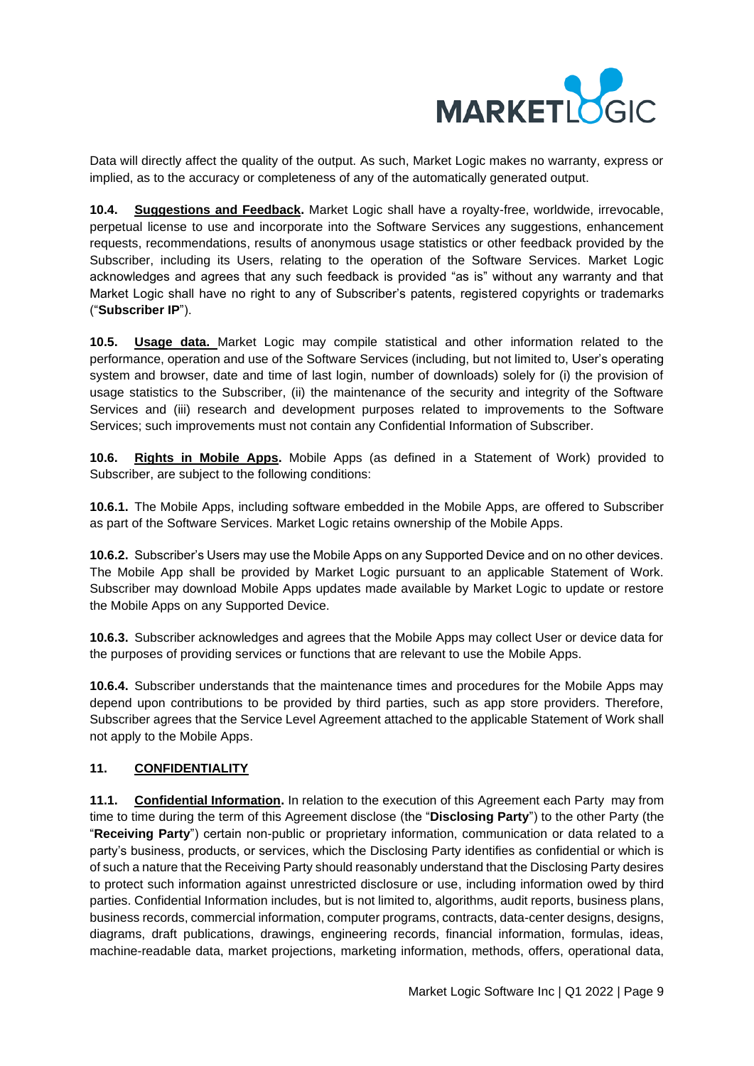Data will directly affect the quality of the output. As such, Market Logic makes no warranty, express or implied, as to the accuracy or completeness of any of the automatically generated output.

**10.4. <u>Suggestions and Feedback</u>.** Market Logic shall have a royalty-free, worldwide, irrevocable, perpetual license to use and incorporate into the Software Services any suggestions, enhancement requests, recommendations, results of anonymous usage statistics or other feedback provided by the Subscriber, including its Users, relating to the operation of the Software Services. Market Logic acknowledges and agrees that any such feedback is provided "as is" without any warranty and that Market Logic shall have no right to any of Subscriber's patents, registered copyrights or trademarks ("**Subscriber IP**").

**10.5. <u>Usage data.</u>** Market Logic may compile statistical and other information related to the performance, operation and use of the Software Services (including, but not limited to, User's operating system and browser, date and time of last login, number of downloads) solely for (i) the provision of usage statistics to the Subscriber, (ii) the maintenance of the security and integrity of the Software Services and (iii) research and development purposes related to improvements to the Software Services; such improvements must not contain any Confidential Information of Subscriber.

**10.6. <u>Rights in Mobile Apps</u>.** Mobile Apps (as defined in a Statement of Work) provided to Subscriber, are subject to the following conditions:

**10.6.1.** The Mobile Apps, including software embedded in the Mobile Apps, are offered to Subscriber as part of the Software Services. Market Logic retains ownership of the Mobile Apps.

**10.6.2.** Subscriber's Users may use the Mobile Apps on any Supported Device and on no other devices. The Mobile App shall be provided by Market Logic pursuant to an applicable Statement of Work. Subscriber may download Mobile Apps updates made available by Market Logic to update or restore the Mobile Apps on any Supported Device.

**10.6.3.** Subscriber acknowledges and agrees that the Mobile Apps may collect User or device data for the purposes of providing services or functions that are relevant to use the Mobile Apps.

**10.6.4.** Subscriber understands that the maintenance times and procedures for the Mobile Apps may depend upon contributions to be provided by third parties, such as app store providers. Therefore, Subscriber agrees that the Service Level Agreement attached to the applicable Statement of Work shall not apply to the Mobile Apps.

## 11. <u>CONFIDENTIALITY</u>

**11.1. <u>Confidential Information</u>.** In relation to the execution of this Agreement each Party may from time to time during the term of this Agreement disclose (the "**Disclosing Party**") to the other Party (the "**Receiving Party**") certain non-public or proprietary information, communication or data related to a party's business, products, or services, which the Disclosing Party identifies as confidential or which is of such a nature that the Receiving Party should reasonably understand that the Disclosing Party desires to protect such information against unrestricted disclosure or use, including information owed by third parties. Confidential Information includes, but is not limited to, algorithms, audit reports, business plans, business records, commercial information, computer programs, contracts, data-center designs, designs, diagrams, draft publications, drawings, engineering records, financial information, formulas, ideas, machine-readable data, market projections, marketing information, methods, offers, operational data,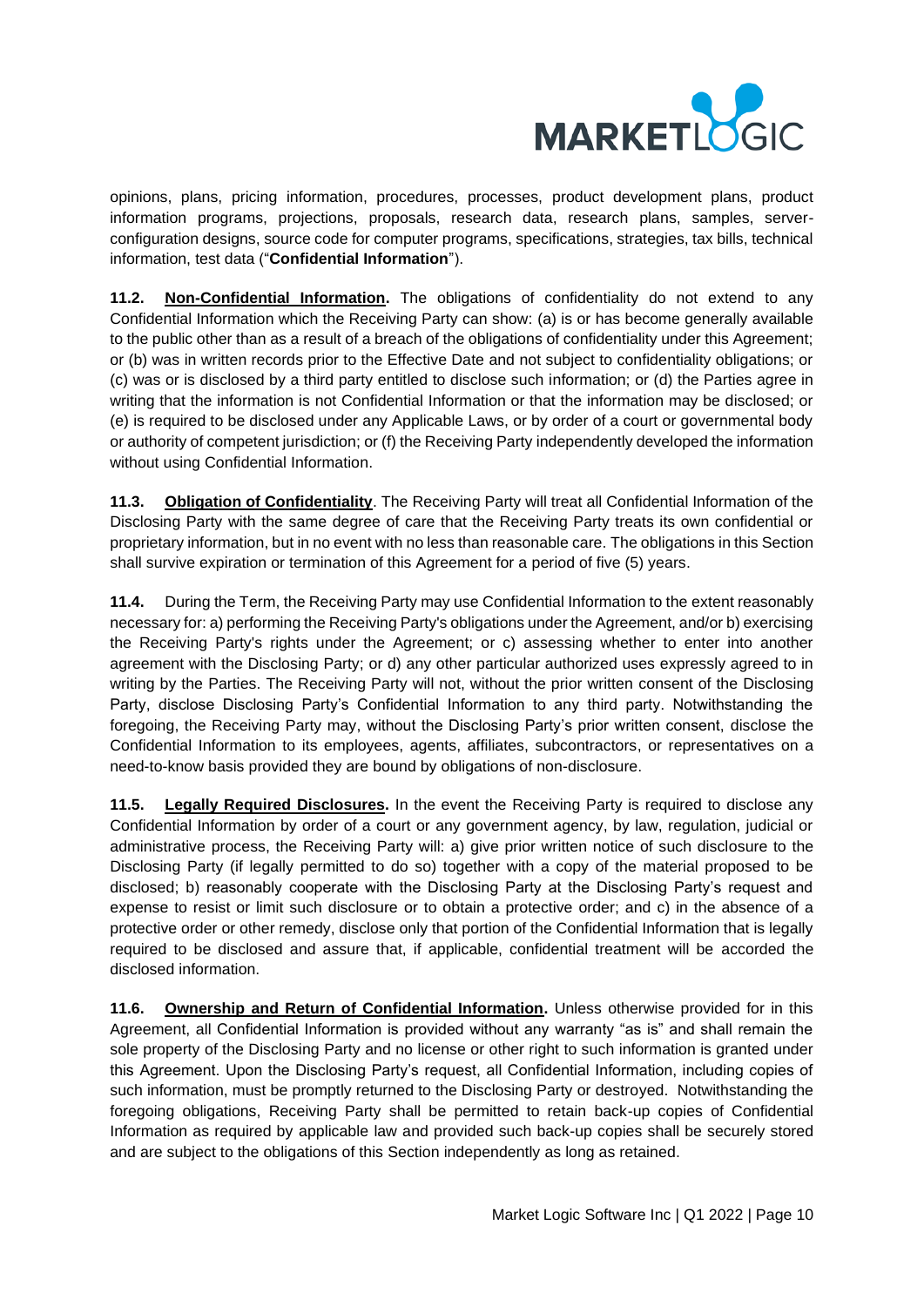opinions, plans, pricing information, procedures, processes, product development plans, product information programs, projections, proposals, research data, research plans, samples, server-configuration designs, source code for computer programs, specifications, strategies, tax bills, technical information, test data ("**Confidential Information**").

**11.2. Non-Confidential Information.** The obligations of confidentiality do not extend to any Confidential Information which the Receiving Party can show: (a) is or has become generally available to the public other than as a result of a breach of the obligations of confidentiality under this Agreement; or (b) was in written records prior to the Effective Date and not subject to confidentiality obligations; or (c) was or is disclosed by a third party entitled to disclose such information; or (d) the Parties agree in writing that the information is not Confidential Information or that the information may be disclosed; or (e) is required to be disclosed under any Applicable Laws, or by order of a court or governmental body or authority of competent jurisdiction; or (f) the Receiving Party independently developed the information without using Confidential Information.

**11.3. Obligation of Confidentiality**. The Receiving Party will treat all Confidential Information of the Disclosing Party with the same degree of care that the Receiving Party treats its own confidential or proprietary information, but in no event with no less than reasonable care. The obligations in this Section shall survive expiration or termination of this Agreement for a period of five (5) years.

**11.4.** During the Term, the Receiving Party may use Confidential Information to the extent reasonably necessary for: a) performing the Receiving Party's obligations under the Agreement, and/or b) exercising the Receiving Party's rights under the Agreement; or c) assessing whether to enter into another agreement with the Disclosing Party; or d) any other particular authorized uses expressly agreed to in writing by the Parties. The Receiving Party will not, without the prior written consent of the Disclosing Party, disclose Disclosing Party's Confidential Information to any third party. Notwithstanding the foregoing, the Receiving Party may, without the Disclosing Party's prior written consent, disclose the Confidential Information to its employees, agents, affiliates, subcontractors, or representatives on a need-to-know basis provided they are bound by obligations of non-disclosure.

**11.5. Legally Required Disclosures.** In the event the Receiving Party is required to disclose any Confidential Information by order of a court or any government agency, by law, regulation, judicial or administrative process, the Receiving Party will: a) give prior written notice of such disclosure to the Disclosing Party (if legally permitted to do so) together with a copy of the material proposed to be disclosed; b) reasonably cooperate with the Disclosing Party at the Disclosing Party's request and expense to resist or limit such disclosure or to obtain a protective order; and c) in the absence of a protective order or other remedy, disclose only that portion of the Confidential Information that is legally required to be disclosed and assure that, if applicable, confidential treatment will be accorded the disclosed information.

**11.6. Ownership and Return of Confidential Information.** Unless otherwise provided for in this Agreement, all Confidential Information is provided without any warranty "as is" and shall remain the sole property of the Disclosing Party and no license or other right to such information is granted under this Agreement. Upon the Disclosing Party's request, all Confidential Information, including copies of such information, must be promptly returned to the Disclosing Party or destroyed. Notwithstanding the foregoing obligations, Receiving Party shall be permitted to retain back-up copies of Confidential Information as required by applicable law and provided such back-up copies shall be securely stored and are subject to the obligations of this Section independently as long as retained.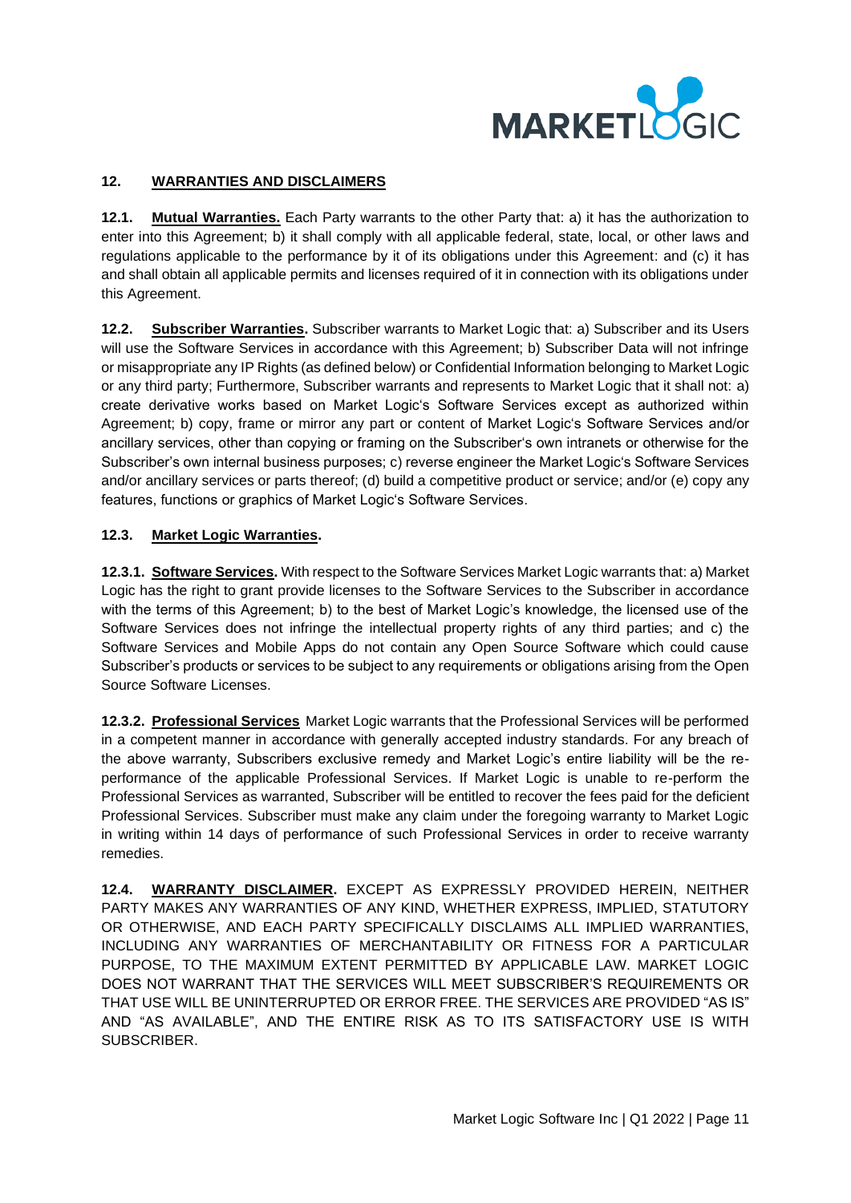## 12. WARRANTIES AND DISCLAIMERS

**12.1. Mutual Warranties.** Each Party warrants to the other Party that: a) it has the authorization to enter into this Agreement; b) it shall comply with all applicable federal, state, local, or other laws and regulations applicable to the performance by it of its obligations under this Agreement: and (c) it has and shall obtain all applicable permits and licenses required of it in connection with its obligations under this Agreement.

**12.2. Subscriber Warranties.** Subscriber warrants to Market Logic that: a) Subscriber and its Users will use the Software Services in accordance with this Agreement; b) Subscriber Data will not infringe or misappropriate any IP Rights (as defined below) or Confidential Information belonging to Market Logic or any third party; Furthermore, Subscriber warrants and represents to Market Logic that it shall not: a) create derivative works based on Market Logic's Software Services except as authorized within Agreement; b) copy, frame or mirror any part or content of Market Logic's Software Services and/or ancillary services, other than copying or framing on the Subscriber's own intranets or otherwise for the Subscriber's own internal business purposes; c) reverse engineer the Market Logic's Software Services and/or ancillary services or parts thereof; (d) build a competitive product or service; and/or (e) copy any features, functions or graphics of Market Logic's Software Services.

### 12.3. Market Logic Warranties.

**12.3.1. Software Services.** With respect to the Software Services Market Logic warrants that: a) Market Logic has the right to grant provide licenses to the Software Services to the Subscriber in accordance with the terms of this Agreement; b) to the best of Market Logic's knowledge, the licensed use of the Software Services does not infringe the intellectual property rights of any third parties; and c) the Software Services and Mobile Apps do not contain any Open Source Software which could cause Subscriber's products or services to be subject to any requirements or obligations arising from the Open Source Software Licenses.

**12.3.2. Professional Services** Market Logic warrants that the Professional Services will be performed in a competent manner in accordance with generally accepted industry standards. For any breach of the above warranty, Subscribers exclusive remedy and Market Logic's entire liability will be the re-performance of the applicable Professional Services. If Market Logic is unable to re-perform the Professional Services as warranted, Subscriber will be entitled to recover the fees paid for the deficient Professional Services. Subscriber must make any claim under the foregoing warranty to Market Logic in writing within 14 days of performance of such Professional Services in order to receive warranty remedies.

**12.4. WARRANTY DISCLAIMER.** EXCEPT AS EXPRESSLY PROVIDED HEREIN, NEITHER PARTY MAKES ANY WARRANTIES OF ANY KIND, WHETHER EXPRESS, IMPLIED, STATUTORY OR OTHERWISE, AND EACH PARTY SPECIFICALLY DISCLAIMS ALL IMPLIED WARRANTIES, INCLUDING ANY WARRANTIES OF MERCHANTABILITY OR FITNESS FOR A PARTICULAR PURPOSE, TO THE MAXIMUM EXTENT PERMITTED BY APPLICABLE LAW. MARKET LOGIC DOES NOT WARRANT THAT THE SERVICES WILL MEET SUBSCRIBER'S REQUIREMENTS OR THAT USE WILL BE UNINTERRUPTED OR ERROR FREE. THE SERVICES ARE PROVIDED "AS IS" AND "AS AVAILABLE", AND THE ENTIRE RISK AS TO ITS SATISFACTORY USE IS WITH SUBSCRIBER.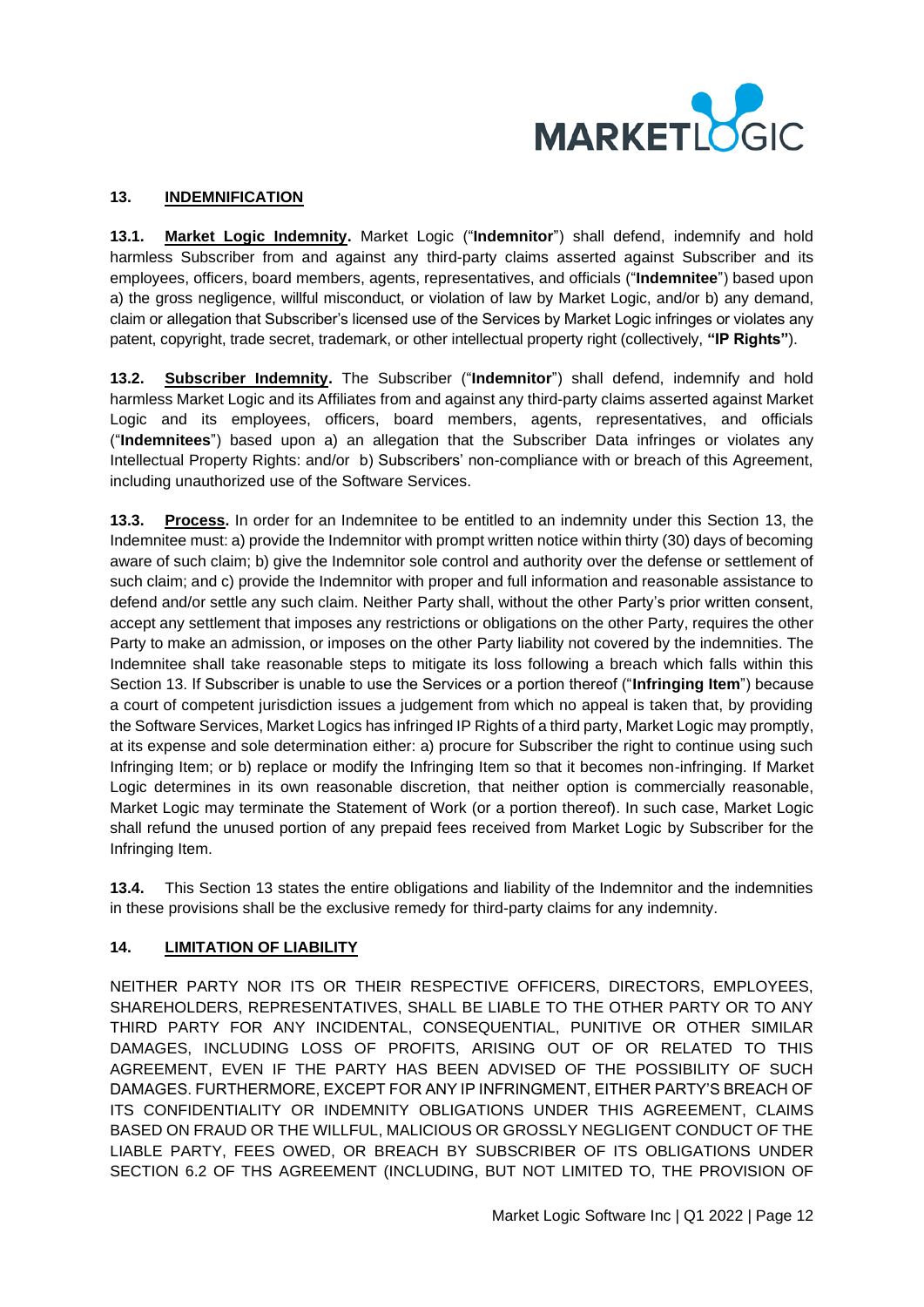## 13. INDEMNIFICATION

**13.1. Market Logic Indemnity.** Market Logic ("**Indemnitor**") shall defend, indemnify and hold harmless Subscriber from and against any third-party claims asserted against Subscriber and its employees, officers, board members, agents, representatives, and officials ("**Indemnitee**") based upon a) the gross negligence, willful misconduct, or violation of law by Market Logic, and/or b) any demand, claim or allegation that Subscriber's licensed use of the Services by Market Logic infringes or violates any patent, copyright, trade secret, trademark, or other intellectual property right (collectively, **"IP Rights"**).

**13.2. Subscriber Indemnity.** The Subscriber ("**Indemnitor**") shall defend, indemnify and hold harmless Market Logic and its Affiliates from and against any third-party claims asserted against Market Logic and its employees, officers, board members, agents, representatives, and officials ("**Indemnitees**") based upon a) an allegation that the Subscriber Data infringes or violates any Intellectual Property Rights: and/or b) Subscribers' non-compliance with or breach of this Agreement, including unauthorized use of the Software Services.

**13.3. Process.** In order for an Indemnitee to be entitled to an indemnity under this Section 13, the Indemnitee must: a) provide the Indemnitor with prompt written notice within thirty (30) days of becoming aware of such claim; b) give the Indemnitor sole control and authority over the defense or settlement of such claim; and c) provide the Indemnitor with proper and full information and reasonable assistance to defend and/or settle any such claim. Neither Party shall, without the other Party's prior written consent, accept any settlement that imposes any restrictions or obligations on the other Party, requires the other Party to make an admission, or imposes on the other Party liability not covered by the indemnities. The Indemnitee shall take reasonable steps to mitigate its loss following a breach which falls within this Section 13. If Subscriber is unable to use the Services or a portion thereof ("**Infringing Item**") because a court of competent jurisdiction issues a judgement from which no appeal is taken that, by providing the Software Services, Market Logics has infringed IP Rights of a third party, Market Logic may promptly, at its expense and sole determination either: a) procure for Subscriber the right to continue using such Infringing Item; or b) replace or modify the Infringing Item so that it becomes non-infringing. If Market Logic determines in its own reasonable discretion, that neither option is commercially reasonable, Market Logic may terminate the Statement of Work (or a portion thereof). In such case, Market Logic shall refund the unused portion of any prepaid fees received from Market Logic by Subscriber for the Infringing Item.

**13.4.** This Section 13 states the entire obligations and liability of the Indemnitor and the indemnities in these provisions shall be the exclusive remedy for third-party claims for any indemnity.

## 14. LIMITATION OF LIABILITY

NEITHER PARTY NOR ITS OR THEIR RESPECTIVE OFFICERS, DIRECTORS, EMPLOYEES, SHAREHOLDERS, REPRESENTATIVES, SHALL BE LIABLE TO THE OTHER PARTY OR TO ANY THIRD PARTY FOR ANY INCIDENTAL, CONSEQUENTIAL, PUNITIVE OR OTHER SIMILAR DAMAGES, INCLUDING LOSS OF PROFITS, ARISING OUT OF OR RELATED TO THIS AGREEMENT, EVEN IF THE PARTY HAS BEEN ADVISED OF THE POSSIBILITY OF SUCH DAMAGES. FURTHERMORE, EXCEPT FOR ANY IP INFRINGMENT, EITHER PARTY'S BREACH OF ITS CONFIDENTIALITY OR INDEMNITY OBLIGATIONS UNDER THIS AGREEMENT, CLAIMS BASED ON FRAUD OR THE WILLFUL, MALICIOUS OR GROSSLY NEGLIGENT CONDUCT OF THE LIABLE PARTY, FEES OWED, OR BREACH BY SUBSCRIBER OF ITS OBLIGATIONS UNDER SECTION 6.2 OF THS AGREEMENT (INCLUDING, BUT NOT LIMITED TO, THE PROVISION OF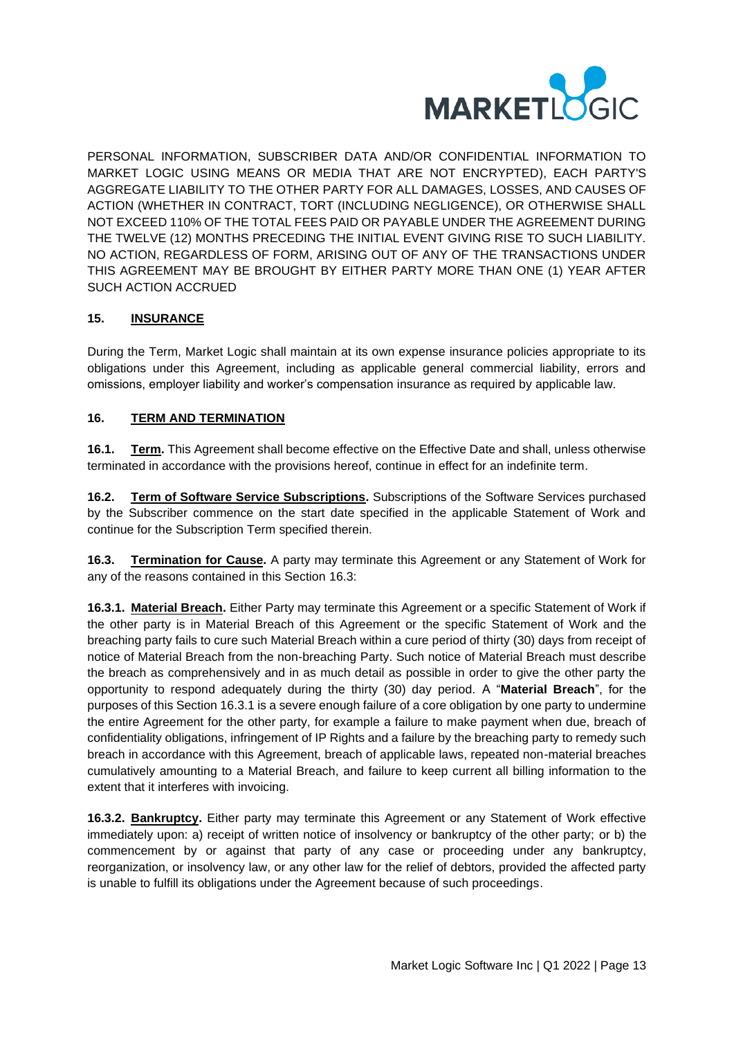PERSONAL INFORMATION, SUBSCRIBER DATA AND/OR CONFIDENTIAL INFORMATION TO MARKET LOGIC USING MEANS OR MEDIA THAT ARE NOT ENCRYPTED), EACH PARTY'S AGGREGATE LIABILITY TO THE OTHER PARTY FOR ALL DAMAGES, LOSSES, AND CAUSES OF ACTION (WHETHER IN CONTRACT, TORT (INCLUDING NEGLIGENCE), OR OTHERWISE SHALL NOT EXCEED 110% OF THE TOTAL FEES PAID OR PAYABLE UNDER THE AGREEMENT DURING THE TWELVE (12) MONTHS PRECEDING THE INITIAL EVENT GIVING RISE TO SUCH LIABILITY. NO ACTION, REGARDLESS OF FORM, ARISING OUT OF ANY OF THE TRANSACTIONS UNDER THIS AGREEMENT MAY BE BROUGHT BY EITHER PARTY MORE THAN ONE (1) YEAR AFTER SUCH ACTION ACCRUED

## 15. INSURANCE

During the Term, Market Logic shall maintain at its own expense insurance policies appropriate to its obligations under this Agreement, including as applicable general commercial liability, errors and omissions, employer liability and worker's compensation insurance as required by applicable law.

## 16. TERM AND TERMINATION

**16.1. Term.** This Agreement shall become effective on the Effective Date and shall, unless otherwise terminated in accordance with the provisions hereof, continue in effect for an indefinite term.

**16.2. Term of Software Service Subscriptions.** Subscriptions of the Software Services purchased by the Subscriber commence on the start date specified in the applicable Statement of Work and continue for the Subscription Term specified therein.

**16.3. Termination for Cause.** A party may terminate this Agreement or any Statement of Work for any of the reasons contained in this Section 16.3:

**16.3.1. Material Breach.** Either Party may terminate this Agreement or a specific Statement of Work if the other party is in Material Breach of this Agreement or the specific Statement of Work and the breaching party fails to cure such Material Breach within a cure period of thirty (30) days from receipt of notice of Material Breach from the non-breaching Party. Such notice of Material Breach must describe the breach as comprehensively and in as much detail as possible in order to give the other party the opportunity to respond adequately during the thirty (30) day period. A "**Material Breach**", for the purposes of this Section 16.3.1 is a severe enough failure of a core obligation by one party to undermine the entire Agreement for the other party, for example a failure to make payment when due, breach of confidentiality obligations, infringement of IP Rights and a failure by the breaching party to remedy such breach in accordance with this Agreement, breach of applicable laws, repeated non-material breaches cumulatively amounting to a Material Breach, and failure to keep current all billing information to the extent that it interferes with invoicing.

**16.3.2. Bankruptcy.** Either party may terminate this Agreement or any Statement of Work effective immediately upon: a) receipt of written notice of insolvency or bankruptcy of the other party; or b) the commencement by or against that party of any case or proceeding under any bankruptcy, reorganization, or insolvency law, or any other law for the relief of debtors, provided the affected party is unable to fulfill its obligations under the Agreement because of such proceedings.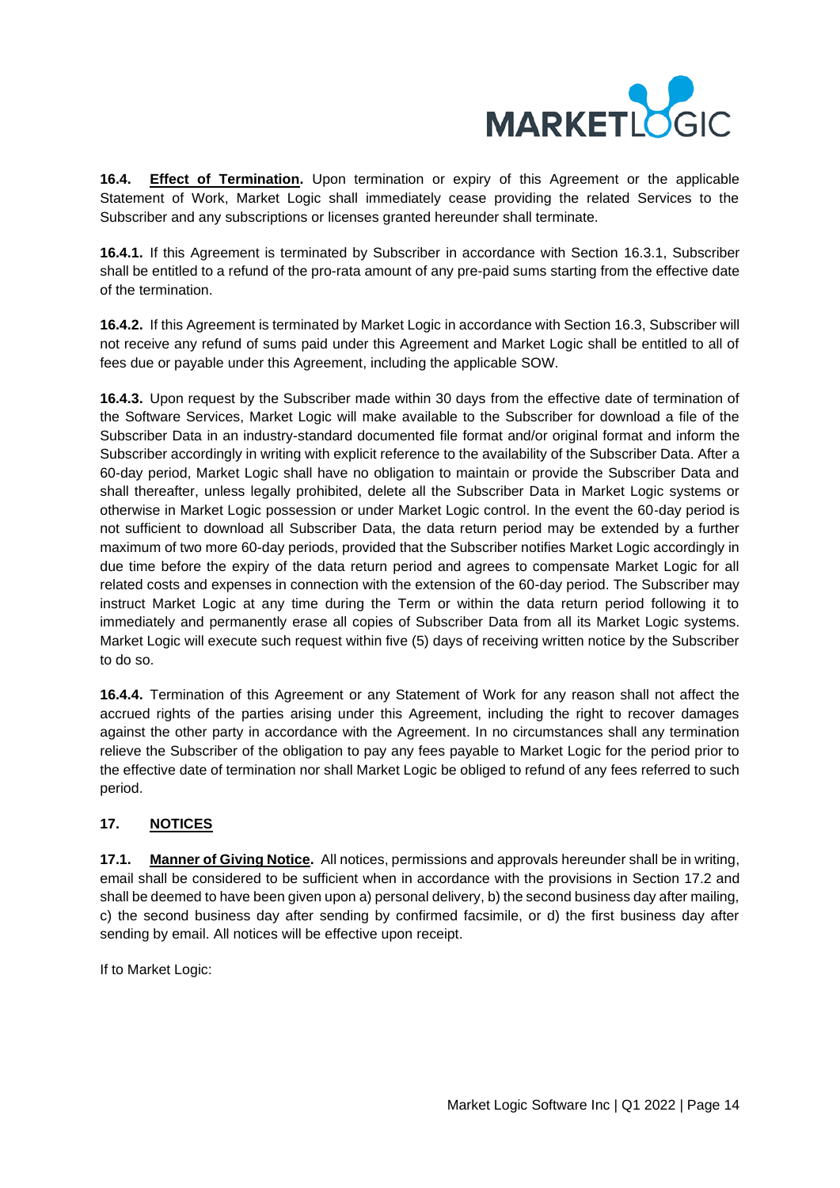**16.4. Effect of Termination.** Upon termination or expiry of this Agreement or the applicable Statement of Work, Market Logic shall immediately cease providing the related Services to the Subscriber and any subscriptions or licenses granted hereunder shall terminate.

**16.4.1.** If this Agreement is terminated by Subscriber in accordance with Section 16.3.1, Subscriber shall be entitled to a refund of the pro-rata amount of any pre-paid sums starting from the effective date of the termination.

**16.4.2.** If this Agreement is terminated by Market Logic in accordance with Section 16.3, Subscriber will not receive any refund of sums paid under this Agreement and Market Logic shall be entitled to all of fees due or payable under this Agreement, including the applicable SOW.

**16.4.3.** Upon request by the Subscriber made within 30 days from the effective date of termination of the Software Services, Market Logic will make available to the Subscriber for download a file of the Subscriber Data in an industry-standard documented file format and/or original format and inform the Subscriber accordingly in writing with explicit reference to the availability of the Subscriber Data. After a 60-day period, Market Logic shall have no obligation to maintain or provide the Subscriber Data and shall thereafter, unless legally prohibited, delete all the Subscriber Data in Market Logic systems or otherwise in Market Logic possession or under Market Logic control. In the event the 60-day period is not sufficient to download all Subscriber Data, the data return period may be extended by a further maximum of two more 60-day periods, provided that the Subscriber notifies Market Logic accordingly in due time before the expiry of the data return period and agrees to compensate Market Logic for all related costs and expenses in connection with the extension of the 60-day period. The Subscriber may instruct Market Logic at any time during the Term or within the data return period following it to immediately and permanently erase all copies of Subscriber Data from all its Market Logic systems. Market Logic will execute such request within five (5) days of receiving written notice by the Subscriber to do so.

**16.4.4.** Termination of this Agreement or any Statement of Work for any reason shall not affect the accrued rights of the parties arising under this Agreement, including the right to recover damages against the other party in accordance with the Agreement. In no circumstances shall any termination relieve the Subscriber of the obligation to pay any fees payable to Market Logic for the period prior to the effective date of termination nor shall Market Logic be obliged to refund of any fees referred to such period.

## 17. NOTICES

**17.1. Manner of Giving Notice.** All notices, permissions and approvals hereunder shall be in writing, email shall be considered to be sufficient when in accordance with the provisions in Section 17.2 and shall be deemed to have been given upon a) personal delivery, b) the second business day after mailing, c) the second business day after sending by confirmed facsimile, or d) the first business day after sending by email. All notices will be effective upon receipt.

If to Market Logic: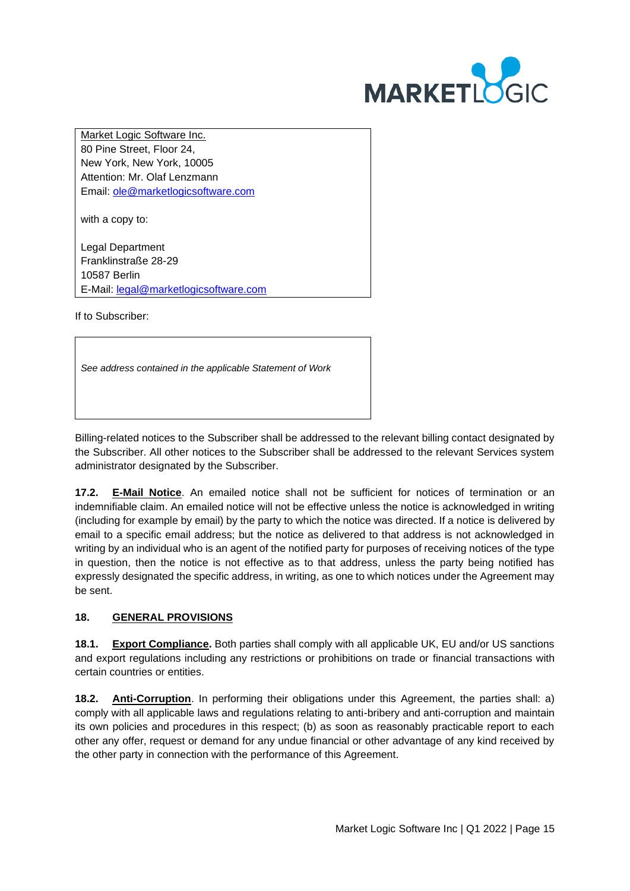Market Logic Software Inc.
80 Pine Street, Floor 24,
New York, New York, 10005
Attention: Mr. Olaf Lenzmann
Email: ole@marketlogicsoftware.com

with a copy to:

Legal Department
Franklinstraße 28-29
10587 Berlin
E-Mail: legal@marketlogicsoftware.com

If to Subscriber:

*See address contained in the applicable Statement of Work*

Billing-related notices to the Subscriber shall be addressed to the relevant billing contact designated by the Subscriber. All other notices to the Subscriber shall be addressed to the relevant Services system administrator designated by the Subscriber.

**17.2. E-Mail Notice**. An emailed notice shall not be sufficient for notices of termination or an indemnifiable claim. An emailed notice will not be effective unless the notice is acknowledged in writing (including for example by email) by the party to which the notice was directed. If a notice is delivered by email to a specific email address; but the notice as delivered to that address is not acknowledged in writing by an individual who is an agent of the notified party for purposes of receiving notices of the type in question, then the notice is not effective as to that address, unless the party being notified has expressly designated the specific address, in writing, as one to which notices under the Agreement may be sent.

## 18. GENERAL PROVISIONS

**18.1. Export Compliance.** Both parties shall comply with all applicable UK, EU and/or US sanctions and export regulations including any restrictions or prohibitions on trade or financial transactions with certain countries or entities.

**18.2. Anti-Corruption**. In performing their obligations under this Agreement, the parties shall: a) comply with all applicable laws and regulations relating to anti-bribery and anti-corruption and maintain its own policies and procedures in this respect; (b) as soon as reasonably practicable report to each other any offer, request or demand for any undue financial or other advantage of any kind received by the other party in connection with the performance of this Agreement.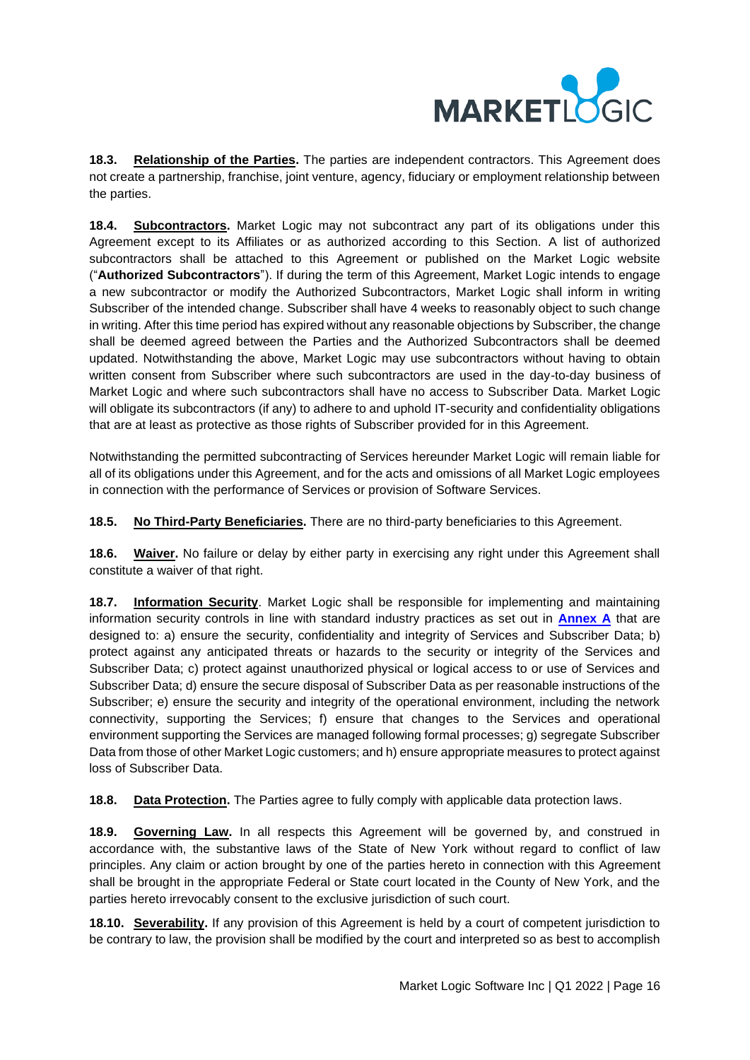**18.3. Relationship of the Parties.** The parties are independent contractors. This Agreement does not create a partnership, franchise, joint venture, agency, fiduciary or employment relationship between the parties.

**18.4. Subcontractors.** Market Logic may not subcontract any part of its obligations under this Agreement except to its Affiliates or as authorized according to this Section. A list of authorized subcontractors shall be attached to this Agreement or published on the Market Logic website ("**Authorized Subcontractors**"). If during the term of this Agreement, Market Logic intends to engage a new subcontractor or modify the Authorized Subcontractors, Market Logic shall inform in writing Subscriber of the intended change. Subscriber shall have 4 weeks to reasonably object to such change in writing. After this time period has expired without any reasonable objections by Subscriber, the change shall be deemed agreed between the Parties and the Authorized Subcontractors shall be deemed updated. Notwithstanding the above, Market Logic may use subcontractors without having to obtain written consent from Subscriber where such subcontractors are used in the day-to-day business of Market Logic and where such subcontractors shall have no access to Subscriber Data. Market Logic will obligate its subcontractors (if any) to adhere to and uphold IT-security and confidentiality obligations that are at least as protective as those rights of Subscriber provided for in this Agreement.

Notwithstanding the permitted subcontracting of Services hereunder Market Logic will remain liable for all of its obligations under this Agreement, and for the acts and omissions of all Market Logic employees in connection with the performance of Services or provision of Software Services.

**18.5. No Third-Party Beneficiaries.** There are no third-party beneficiaries to this Agreement.

**18.6. Waiver.** No failure or delay by either party in exercising any right under this Agreement shall constitute a waiver of that right.

**18.7. Information Security**. Market Logic shall be responsible for implementing and maintaining information security controls in line with standard industry practices as set out in **Annex A** that are designed to: a) ensure the security, confidentiality and integrity of Services and Subscriber Data; b) protect against any anticipated threats or hazards to the security or integrity of the Services and Subscriber Data; c) protect against unauthorized physical or logical access to or use of Services and Subscriber Data; d) ensure the secure disposal of Subscriber Data as per reasonable instructions of the Subscriber; e) ensure the security and integrity of the operational environment, including the network connectivity, supporting the Services; f) ensure that changes to the Services and operational environment supporting the Services are managed following formal processes; g) segregate Subscriber Data from those of other Market Logic customers; and h) ensure appropriate measures to protect against loss of Subscriber Data.

**18.8. Data Protection.** The Parties agree to fully comply with applicable data protection laws.

**18.9. Governing Law.** In all respects this Agreement will be governed by, and construed in accordance with, the substantive laws of the State of New York without regard to conflict of law principles. Any claim or action brought by one of the parties hereto in connection with this Agreement shall be brought in the appropriate Federal or State court located in the County of New York, and the parties hereto irrevocably consent to the exclusive jurisdiction of such court.

**18.10. Severability.** If any provision of this Agreement is held by a court of competent jurisdiction to be contrary to law, the provision shall be modified by the court and interpreted so as best to accomplish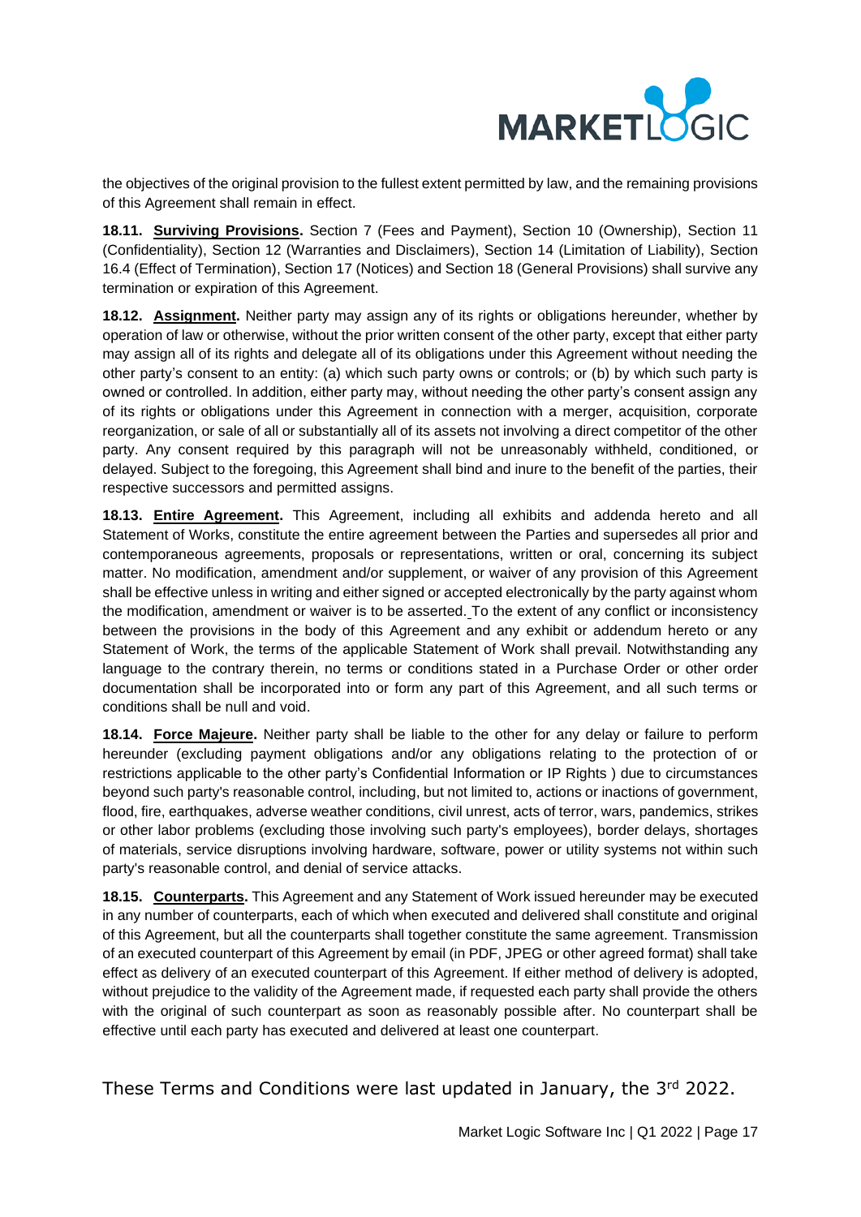the objectives of the original provision to the fullest extent permitted by law, and the remaining provisions of this Agreement shall remain in effect.

**18.11. Surviving Provisions.** Section 7 (Fees and Payment), Section 10 (Ownership), Section 11 (Confidentiality), Section 12 (Warranties and Disclaimers), Section 14 (Limitation of Liability), Section 16.4 (Effect of Termination), Section 17 (Notices) and Section 18 (General Provisions) shall survive any termination or expiration of this Agreement.

**18.12. Assignment.** Neither party may assign any of its rights or obligations hereunder, whether by operation of law or otherwise, without the prior written consent of the other party, except that either party may assign all of its rights and delegate all of its obligations under this Agreement without needing the other party's consent to an entity: (a) which such party owns or controls; or (b) by which such party is owned or controlled. In addition, either party may, without needing the other party's consent assign any of its rights or obligations under this Agreement in connection with a merger, acquisition, corporate reorganization, or sale of all or substantially all of its assets not involving a direct competitor of the other party. Any consent required by this paragraph will not be unreasonably withheld, conditioned, or delayed. Subject to the foregoing, this Agreement shall bind and inure to the benefit of the parties, their respective successors and permitted assigns.

**18.13. Entire Agreement.** This Agreement, including all exhibits and addenda hereto and all Statement of Works, constitute the entire agreement between the Parties and supersedes all prior and contemporaneous agreements, proposals or representations, written or oral, concerning its subject matter. No modification, amendment and/or supplement, or waiver of any provision of this Agreement shall be effective unless in writing and either signed or accepted electronically by the party against whom the modification, amendment or waiver is to be asserted. To the extent of any conflict or inconsistency between the provisions in the body of this Agreement and any exhibit or addendum hereto or any Statement of Work, the terms of the applicable Statement of Work shall prevail. Notwithstanding any language to the contrary therein, no terms or conditions stated in a Purchase Order or other order documentation shall be incorporated into or form any part of this Agreement, and all such terms or conditions shall be null and void.

**18.14. Force Majeure.** Neither party shall be liable to the other for any delay or failure to perform hereunder (excluding payment obligations and/or any obligations relating to the protection of or restrictions applicable to the other party's Confidential Information or IP Rights ) due to circumstances beyond such party's reasonable control, including, but not limited to, actions or inactions of government, flood, fire, earthquakes, adverse weather conditions, civil unrest, acts of terror, wars, pandemics, strikes or other labor problems (excluding those involving such party's employees), border delays, shortages of materials, service disruptions involving hardware, software, power or utility systems not within such party's reasonable control, and denial of service attacks.

**18.15. Counterparts.** This Agreement and any Statement of Work issued hereunder may be executed in any number of counterparts, each of which when executed and delivered shall constitute and original of this Agreement, but all the counterparts shall together constitute the same agreement. Transmission of an executed counterpart of this Agreement by email (in PDF, JPEG or other agreed format) shall take effect as delivery of an executed counterpart of this Agreement. If either method of delivery is adopted, without prejudice to the validity of the Agreement made, if requested each party shall provide the others with the original of such counterpart as soon as reasonably possible after. No counterpart shall be effective until each party has executed and delivered at least one counterpart.

These Terms and Conditions were last updated in January, the 3rd 2022.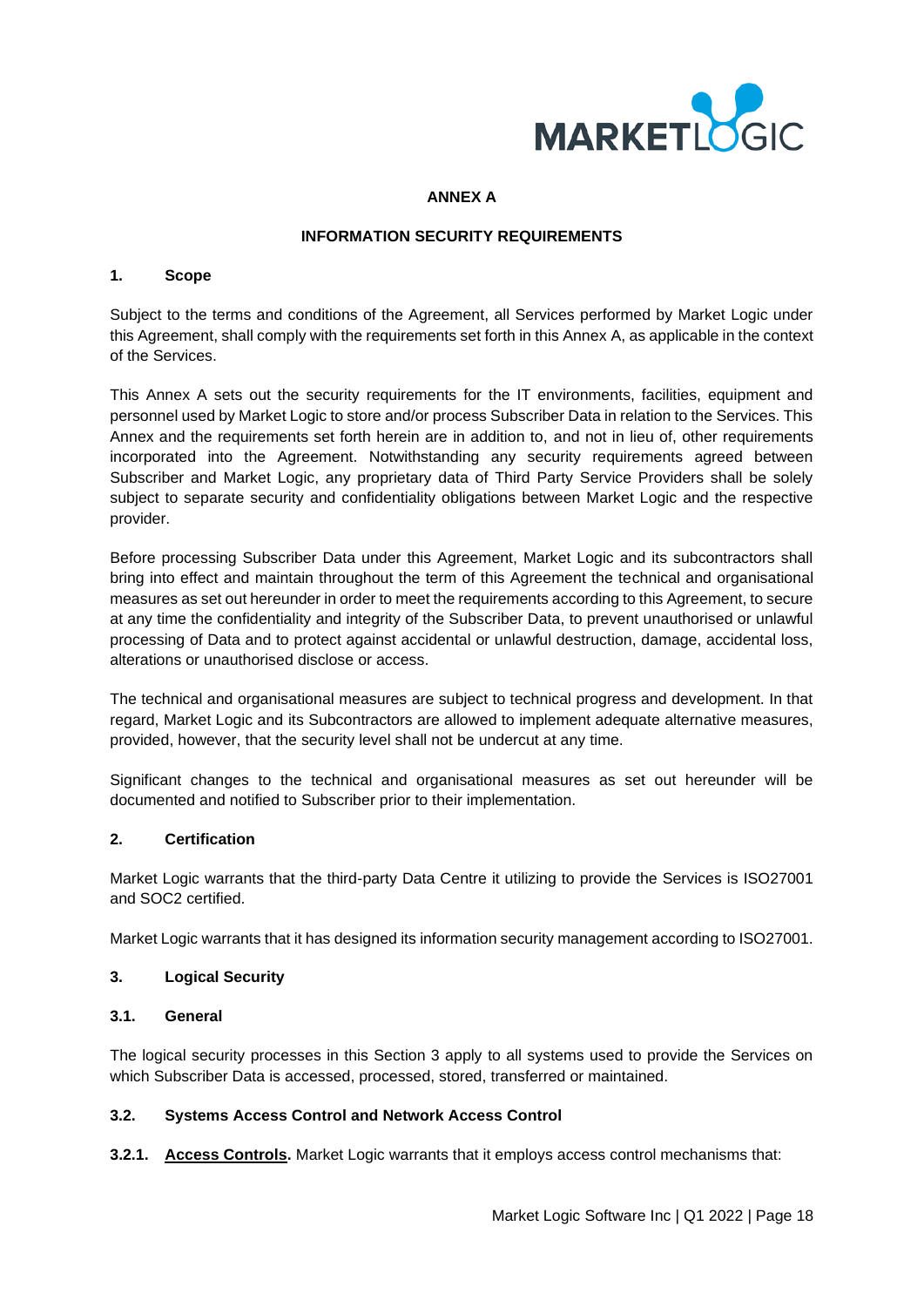**ANNEX A**

**INFORMATION SECURITY REQUIREMENTS**

## 1. Scope

Subject to the terms and conditions of the Agreement, all Services performed by Market Logic under this Agreement, shall comply with the requirements set forth in this Annex A, as applicable in the context of the Services.

This Annex A sets out the security requirements for the IT environments, facilities, equipment and personnel used by Market Logic to store and/or process Subscriber Data in relation to the Services. This Annex and the requirements set forth herein are in addition to, and not in lieu of, other requirements incorporated into the Agreement. Notwithstanding any security requirements agreed between Subscriber and Market Logic, any proprietary data of Third Party Service Providers shall be solely subject to separate security and confidentiality obligations between Market Logic and the respective provider.

Before processing Subscriber Data under this Agreement, Market Logic and its subcontractors shall bring into effect and maintain throughout the term of this Agreement the technical and organisational measures as set out hereunder in order to meet the requirements according to this Agreement, to secure at any time the confidentiality and integrity of the Subscriber Data, to prevent unauthorised or unlawful processing of Data and to protect against accidental or unlawful destruction, damage, accidental loss, alterations or unauthorised disclose or access.

The technical and organisational measures are subject to technical progress and development. In that regard, Market Logic and its Subcontractors are allowed to implement adequate alternative measures, provided, however, that the security level shall not be undercut at any time.

Significant changes to the technical and organisational measures as set out hereunder will be documented and notified to Subscriber prior to their implementation.

## 2. Certification

Market Logic warrants that the third-party Data Centre it utilizing to provide the Services is ISO27001 and SOC2 certified.

Market Logic warrants that it has designed its information security management according to ISO27001.

## 3. Logical Security

### 3.1. General

The logical security processes in this Section 3 apply to all systems used to provide the Services on which Subscriber Data is accessed, processed, stored, transferred or maintained.

### 3.2. Systems Access Control and Network Access Control

**3.2.1. <u>Access Controls</u>.** Market Logic warrants that it employs access control mechanisms that: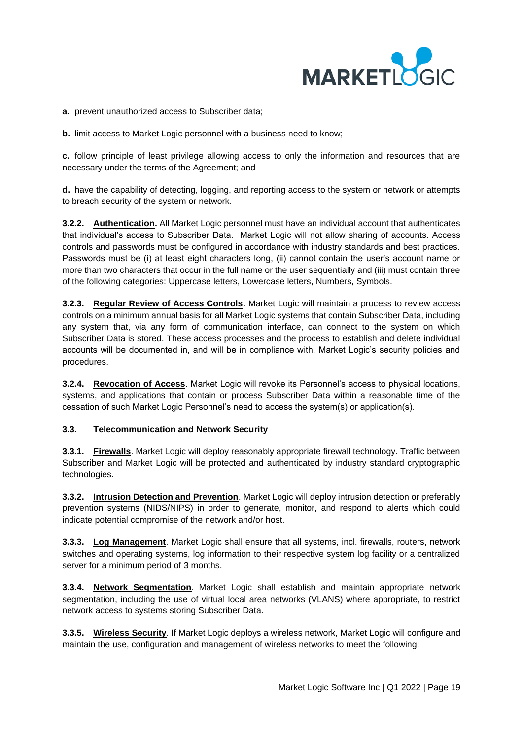**a.** prevent unauthorized access to Subscriber data;

**b.** limit access to Market Logic personnel with a business need to know;

**c.** follow principle of least privilege allowing access to only the information and resources that are necessary under the terms of the Agreement; and

**d.** have the capability of detecting, logging, and reporting access to the system or network or attempts to breach security of the system or network.

**3.2.2. <u>Authentication</u>.** All Market Logic personnel must have an individual account that authenticates that individual's access to Subscriber Data. Market Logic will not allow sharing of accounts. Access controls and passwords must be configured in accordance with industry standards and best practices. Passwords must be (i) at least eight characters long, (ii) cannot contain the user's account name or more than two characters that occur in the full name or the user sequentially and (iii) must contain three of the following categories: Uppercase letters, Lowercase letters, Numbers, Symbols.

**3.2.3. <u>Regular Review of Access Controls</u>.** Market Logic will maintain a process to review access controls on a minimum annual basis for all Market Logic systems that contain Subscriber Data, including any system that, via any form of communication interface, can connect to the system on which Subscriber Data is stored. These access processes and the process to establish and delete individual accounts will be documented in, and will be in compliance with, Market Logic's security policies and procedures.

**3.2.4. <u>Revocation of Access</u>**. Market Logic will revoke its Personnel's access to physical locations, systems, and applications that contain or process Subscriber Data within a reasonable time of the cessation of such Market Logic Personnel's need to access the system(s) or application(s).

**3.3. Telecommunication and Network Security**

**3.3.1. <u>Firewalls</u>**. Market Logic will deploy reasonably appropriate firewall technology. Traffic between Subscriber and Market Logic will be protected and authenticated by industry standard cryptographic technologies.

**3.3.2. <u>Intrusion Detection and Prevention</u>**. Market Logic will deploy intrusion detection or preferably prevention systems (NIDS/NIPS) in order to generate, monitor, and respond to alerts which could indicate potential compromise of the network and/or host.

**3.3.3. <u>Log Management</u>**. Market Logic shall ensure that all systems, incl. firewalls, routers, network switches and operating systems, log information to their respective system log facility or a centralized server for a minimum period of 3 months.

**3.3.4. <u>Network Segmentation</u>**. Market Logic shall establish and maintain appropriate network segmentation, including the use of virtual local area networks (VLANS) where appropriate, to restrict network access to systems storing Subscriber Data.

**3.3.5. <u>Wireless Security</u>**. If Market Logic deploys a wireless network, Market Logic will configure and maintain the use, configuration and management of wireless networks to meet the following: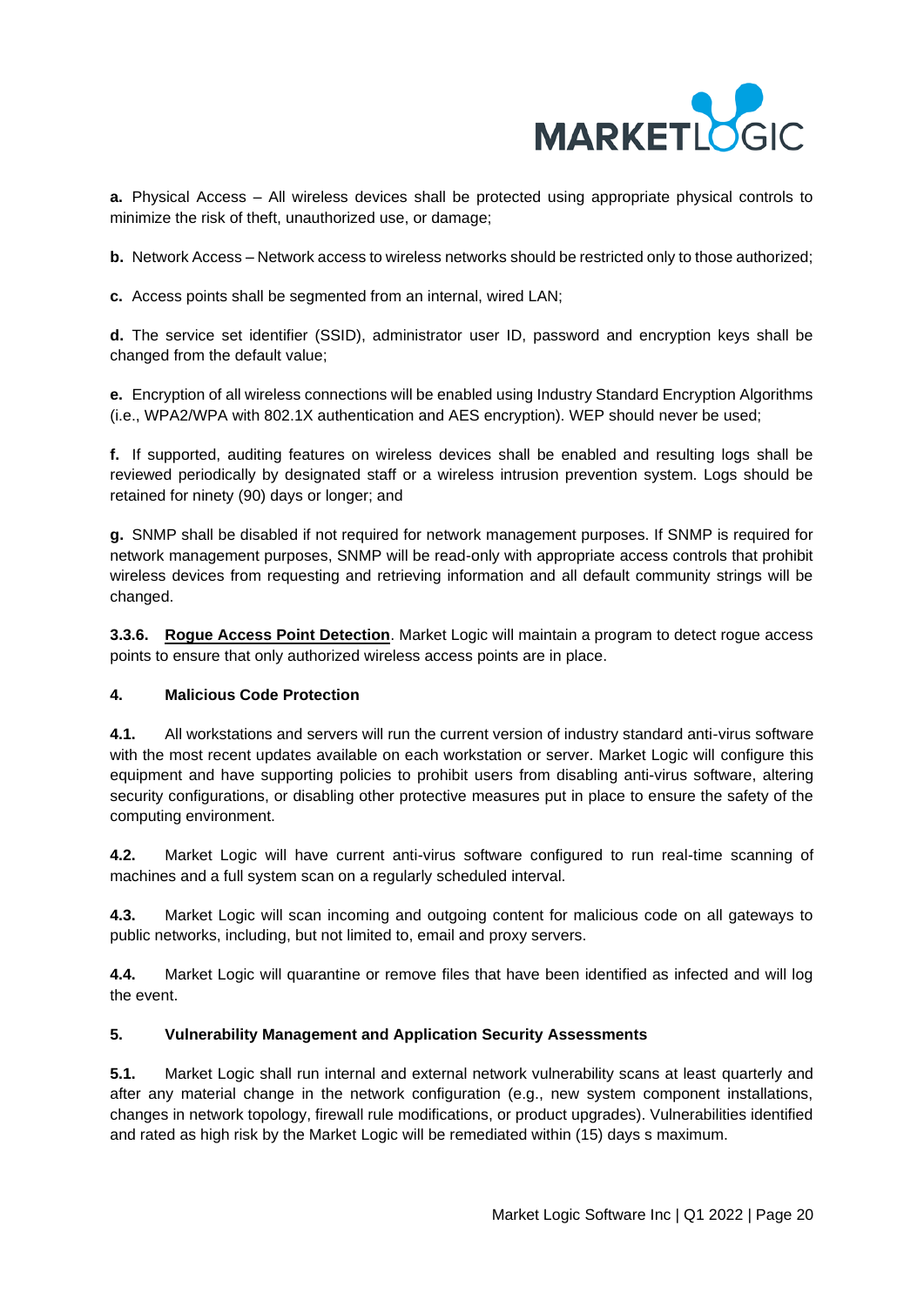**a.** Physical Access – All wireless devices shall be protected using appropriate physical controls to minimize the risk of theft, unauthorized use, or damage;

**b.** Network Access – Network access to wireless networks should be restricted only to those authorized;

**c.** Access points shall be segmented from an internal, wired LAN;

**d.** The service set identifier (SSID), administrator user ID, password and encryption keys shall be changed from the default value;

**e.** Encryption of all wireless connections will be enabled using Industry Standard Encryption Algorithms (i.e., WPA2/WPA with 802.1X authentication and AES encryption). WEP should never be used;

**f.** If supported, auditing features on wireless devices shall be enabled and resulting logs shall be reviewed periodically by designated staff or a wireless intrusion prevention system. Logs should be retained for ninety (90) days or longer; and

**g.** SNMP shall be disabled if not required for network management purposes. If SNMP is required for network management purposes, SNMP will be read-only with appropriate access controls that prohibit wireless devices from requesting and retrieving information and all default community strings will be changed.

**3.3.6. Rogue Access Point Detection**. Market Logic will maintain a program to detect rogue access points to ensure that only authorized wireless access points are in place.

## 4. Malicious Code Protection

**4.1.** All workstations and servers will run the current version of industry standard anti-virus software with the most recent updates available on each workstation or server. Market Logic will configure this equipment and have supporting policies to prohibit users from disabling anti-virus software, altering security configurations, or disabling other protective measures put in place to ensure the safety of the computing environment.

**4.2.** Market Logic will have current anti-virus software configured to run real-time scanning of machines and a full system scan on a regularly scheduled interval.

**4.3.** Market Logic will scan incoming and outgoing content for malicious code on all gateways to public networks, including, but not limited to, email and proxy servers.

**4.4.** Market Logic will quarantine or remove files that have been identified as infected and will log the event.

## 5. Vulnerability Management and Application Security Assessments

**5.1.** Market Logic shall run internal and external network vulnerability scans at least quarterly and after any material change in the network configuration (e.g., new system component installations, changes in network topology, firewall rule modifications, or product upgrades). Vulnerabilities identified and rated as high risk by the Market Logic will be remediated within (15) days s maximum.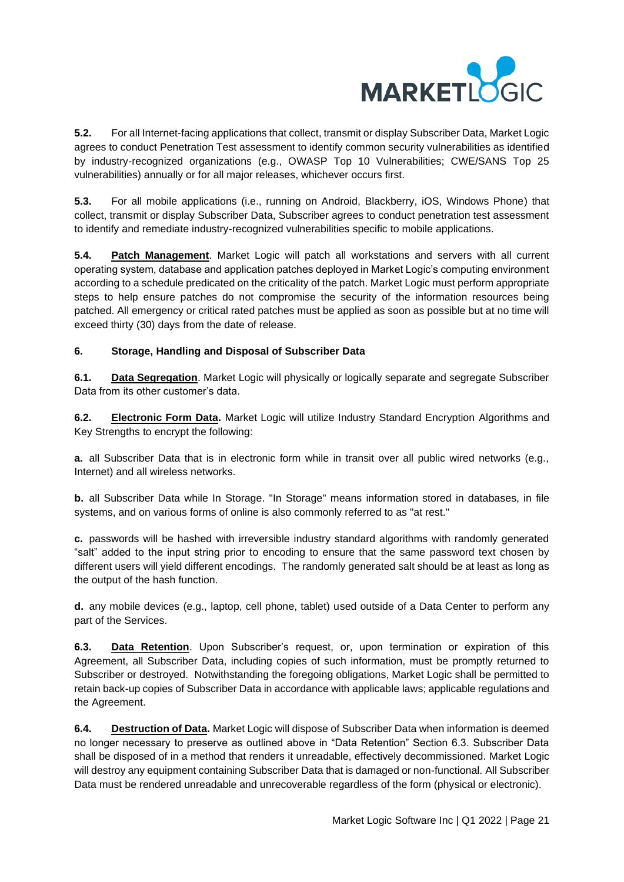**5.2.** For all Internet-facing applications that collect, transmit or display Subscriber Data, Market Logic agrees to conduct Penetration Test assessment to identify common security vulnerabilities as identified by industry-recognized organizations (e.g., OWASP Top 10 Vulnerabilities; CWE/SANS Top 25 vulnerabilities) annually or for all major releases, whichever occurs first.

**5.3.** For all mobile applications (i.e., running on Android, Blackberry, iOS, Windows Phone) that collect, transmit or display Subscriber Data, Subscriber agrees to conduct penetration test assessment to identify and remediate industry-recognized vulnerabilities specific to mobile applications.

**5.4.** **Patch Management**. Market Logic will patch all workstations and servers with all current operating system, database and application patches deployed in Market Logic's computing environment according to a schedule predicated on the criticality of the patch. Market Logic must perform appropriate steps to help ensure patches do not compromise the security of the information resources being patched. All emergency or critical rated patches must be applied as soon as possible but at no time will exceed thirty (30) days from the date of release.

**6. Storage, Handling and Disposal of Subscriber Data**

**6.1.** **Data Segregation**. Market Logic will physically or logically separate and segregate Subscriber Data from its other customer's data.

**6.2.** **Electronic Form Data.** Market Logic will utilize Industry Standard Encryption Algorithms and Key Strengths to encrypt the following:

**a.** all Subscriber Data that is in electronic form while in transit over all public wired networks (e.g., Internet) and all wireless networks.

**b.** all Subscriber Data while In Storage. "In Storage" means information stored in databases, in file systems, and on various forms of online is also commonly referred to as "at rest."

**c.** passwords will be hashed with irreversible industry standard algorithms with randomly generated "salt" added to the input string prior to encoding to ensure that the same password text chosen by different users will yield different encodings. The randomly generated salt should be at least as long as the output of the hash function.

**d.** any mobile devices (e.g., laptop, cell phone, tablet) used outside of a Data Center to perform any part of the Services.

**6.3.** **Data Retention**. Upon Subscriber's request, or, upon termination or expiration of this Agreement, all Subscriber Data, including copies of such information, must be promptly returned to Subscriber or destroyed. Notwithstanding the foregoing obligations, Market Logic shall be permitted to retain back-up copies of Subscriber Data in accordance with applicable laws; applicable regulations and the Agreement.

**6.4.** **Destruction of Data.** Market Logic will dispose of Subscriber Data when information is deemed no longer necessary to preserve as outlined above in "Data Retention" Section 6.3. Subscriber Data shall be disposed of in a method that renders it unreadable, effectively decommissioned. Market Logic will destroy any equipment containing Subscriber Data that is damaged or non-functional. All Subscriber Data must be rendered unreadable and unrecoverable regardless of the form (physical or electronic).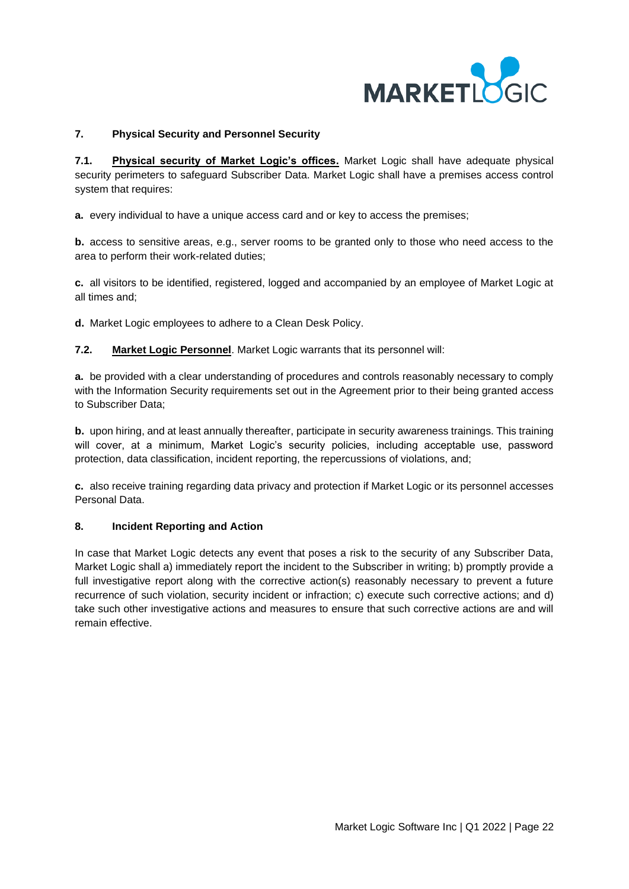### 7. Physical Security and Personnel Security

**7.1. Physical security of Market Logic's offices.** Market Logic shall have adequate physical security perimeters to safeguard Subscriber Data. Market Logic shall have a premises access control system that requires:

**a.** every individual to have a unique access card and or key to access the premises;

**b.** access to sensitive areas, e.g., server rooms to be granted only to those who need access to the area to perform their work-related duties;

**c.** all visitors to be identified, registered, logged and accompanied by an employee of Market Logic at all times and;

**d.** Market Logic employees to adhere to a Clean Desk Policy.

**7.2. Market Logic Personnel**. Market Logic warrants that its personnel will:

**a.** be provided with a clear understanding of procedures and controls reasonably necessary to comply with the Information Security requirements set out in the Agreement prior to their being granted access to Subscriber Data;

**b.** upon hiring, and at least annually thereafter, participate in security awareness trainings. This training will cover, at a minimum, Market Logic's security policies, including acceptable use, password protection, data classification, incident reporting, the repercussions of violations, and;

**c.** also receive training regarding data privacy and protection if Market Logic or its personnel accesses Personal Data.

### 8. Incident Reporting and Action

In case that Market Logic detects any event that poses a risk to the security of any Subscriber Data, Market Logic shall a) immediately report the incident to the Subscriber in writing; b) promptly provide a full investigative report along with the corrective action(s) reasonably necessary to prevent a future recurrence of such violation, security incident or infraction; c) execute such corrective actions; and d) take such other investigative actions and measures to ensure that such corrective actions are and will remain effective.